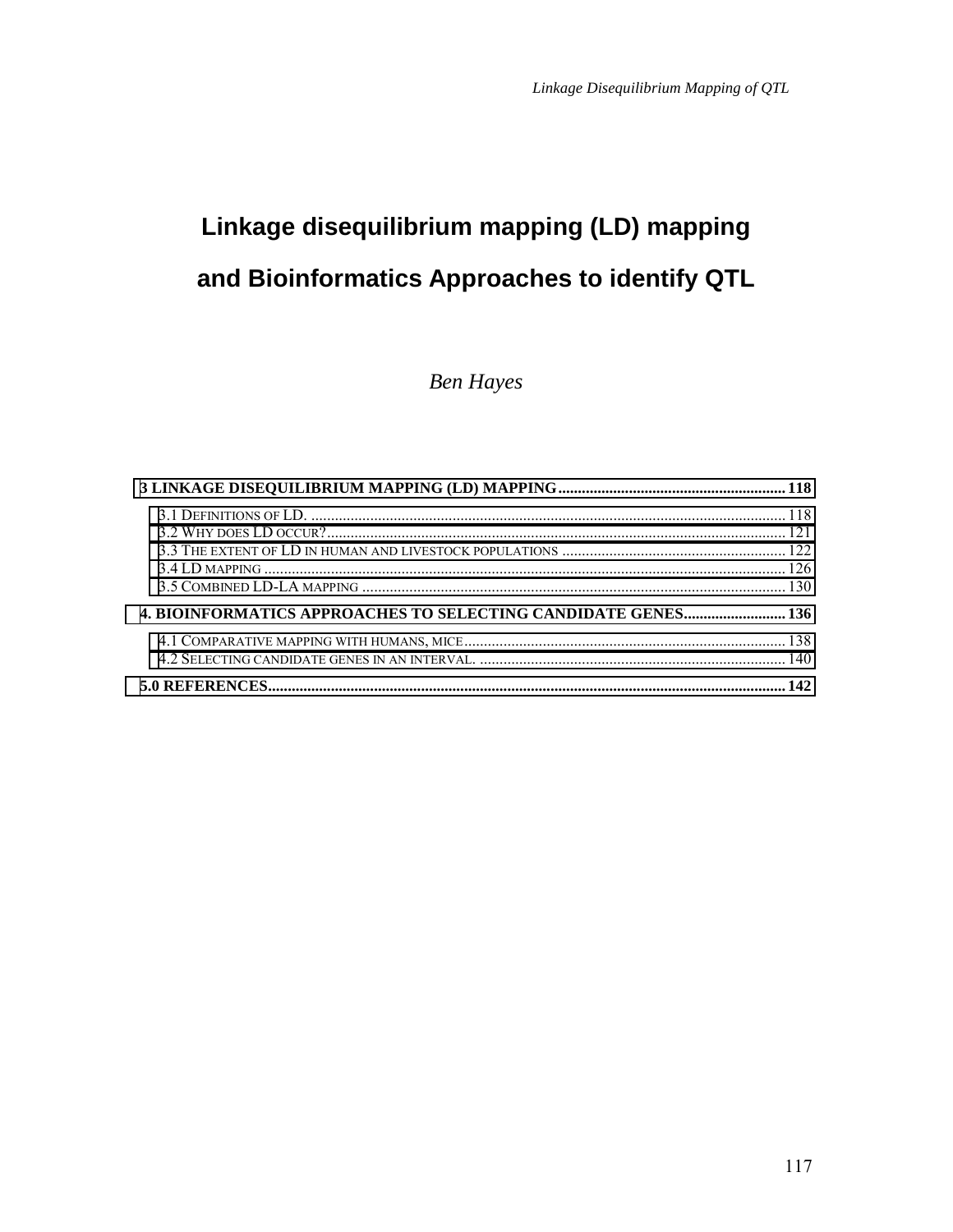# Linkage disequilibrium mapping (LD) mapping and Bioinformatics Approaches to identify QTL

*Ben Hayes*

**3 LINKAGE DISEQUILIBRIUM MAPPING (LD) MAPPING .......... 118**

- 3.1 DEFINITIONS OF LD. .......... 118
- 3.2 WHY DOES LD OCCUR? .......... 121
- 3.3 THE EXTENT OF LD IN HUMAN AND LIVESTOCK POPULATIONS .......... 122
- 3.4 LD MAPPING .......... 126
- 3.5 COMBINED LD-LA MAPPING .......... 130

**4. BIOINFORMATICS APPROACHES TO SELECTING CANDIDATE GENES .......... 136**

- 4.1 COMPARATIVE MAPPING WITH HUMANS, MICE .......... 138
- 4.2 SELECTING CANDIDATE GENES IN AN INTERVAL. .......... 140

**5.0 REFERENCES .......... 142**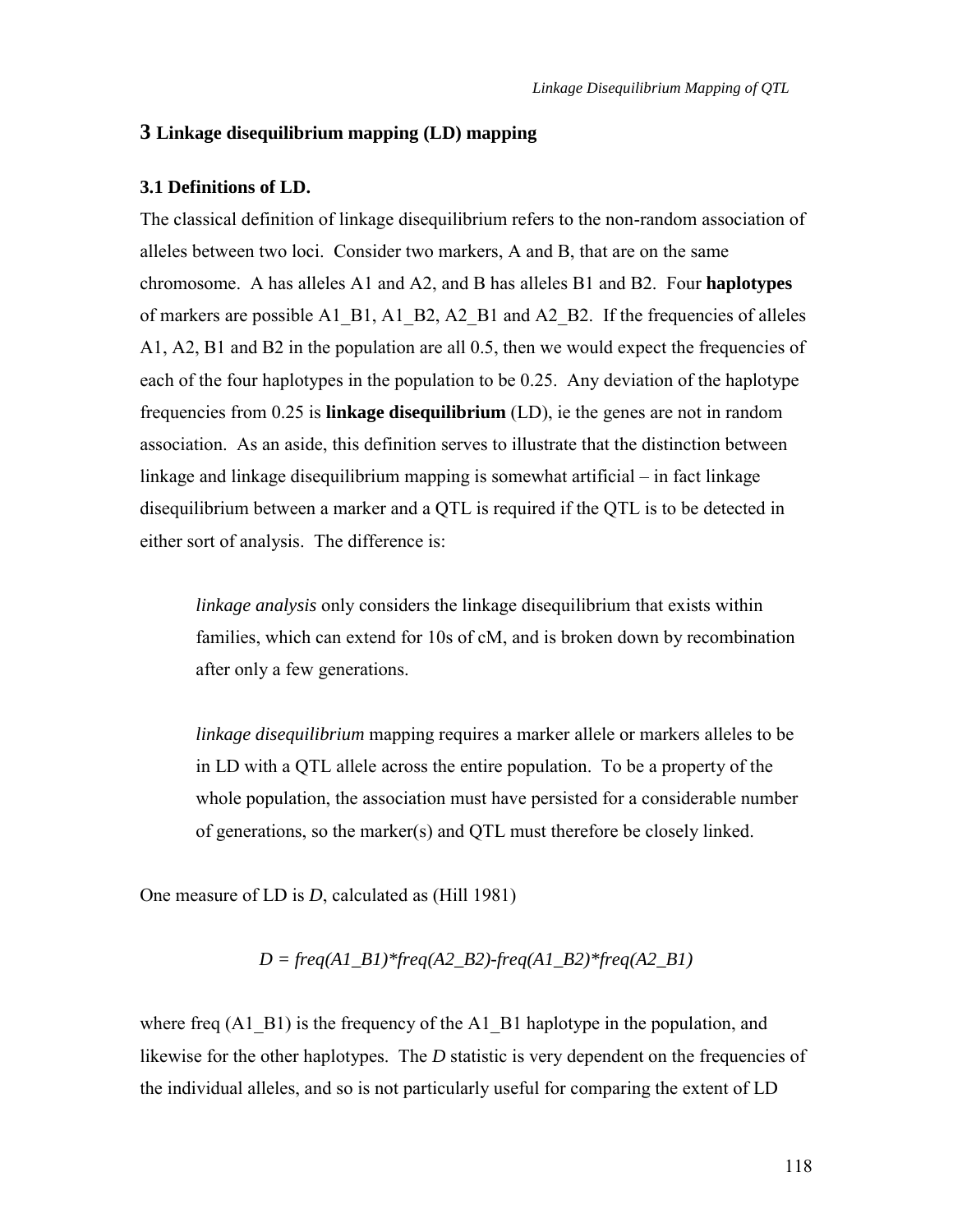## 3 Linkage disequilibrium mapping (LD) mapping

### 3.1 Definitions of LD.

The classical definition of linkage disequilibrium refers to the non-random association of alleles between two loci. Consider two markers, A and B, that are on the same chromosome. A has alleles A1 and A2, and B has alleles B1 and B2. Four **haplotypes** of markers are possible A1_B1, A1_B2, A2_B1 and A2_B2. If the frequencies of alleles A1, A2, B1 and B2 in the population are all 0.5, then we would expect the frequencies of each of the four haplotypes in the population to be 0.25. Any deviation of the haplotype frequencies from 0.25 is **linkage disequilibrium** (LD), ie the genes are not in random association. As an aside, this definition serves to illustrate that the distinction between linkage and linkage disequilibrium mapping is somewhat artificial – in fact linkage disequilibrium between a marker and a QTL is required if the QTL is to be detected in either sort of analysis. The difference is:

> *linkage analysis* only considers the linkage disequilibrium that exists within families, which can extend for 10s of cM, and is broken down by recombination after only a few generations.

> *linkage disequilibrium* mapping requires a marker allele or markers alleles to be in LD with a QTL allele across the entire population. To be a property of the whole population, the association must have persisted for a considerable number of generations, so the marker(s) and QTL must therefore be closely linked.

One measure of LD is $D$, calculated as (Hill 1981)

$$D = freq(A1\_B1)*freq(A2\_B2)-freq(A1\_B2)*freq(A2\_B1)$$

where freq (A1_B1) is the frequency of the A1_B1 haplotype in the population, and likewise for the other haplotypes. The $D$ statistic is very dependent on the frequencies of the individual alleles, and so is not particularly useful for comparing the extent of LD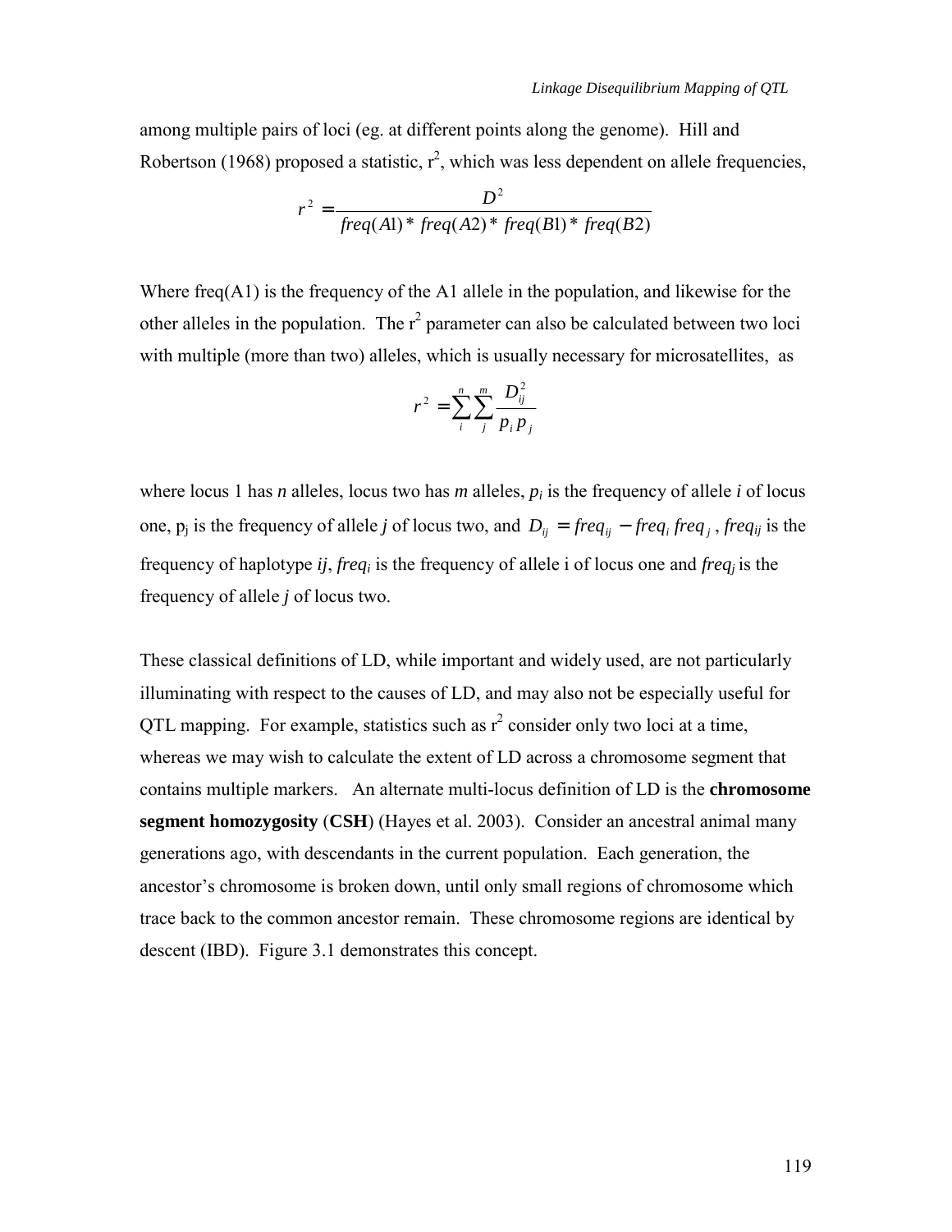among multiple pairs of loci (eg. at different points along the genome). Hill and Robertson (1968) proposed a statistic, $r^2$, which was less dependent on allele frequencies,

$$r^2 = \frac{D^2}{freq(A1) * freq(A2) * freq(B1) * freq(B2)}$$

Where freq(A1) is the frequency of the A1 allele in the population, and likewise for the other alleles in the population. The $r^2$ parameter can also be calculated between two loci with multiple (more than two) alleles, which is usually necessary for microsatellites, as

$$r^2 = \sum_{i}^{n} \sum_{j}^{m} \frac{D_{ij}^2}{p_i p_j}$$

where locus 1 has *n* alleles, locus two has *m* alleles, $p_i$ is the frequency of allele *i* of locus one, $p_j$ is the frequency of allele *j* of locus two, and $D_{ij} = freq_{ij} - freq_i \, freq_j$, $freq_{ij}$ is the frequency of haplotype *ij*, $freq_i$ is the frequency of allele i of locus one and $freq_j$ is the frequency of allele *j* of locus two.

These classical definitions of LD, while important and widely used, are not particularly illuminating with respect to the causes of LD, and may also not be especially useful for QTL mapping. For example, statistics such as $r^2$ consider only two loci at a time, whereas we may wish to calculate the extent of LD across a chromosome segment that contains multiple markers. An alternate multi-locus definition of LD is the **chromosome segment homozygosity** (**CSH**) (Hayes et al. 2003). Consider an ancestral animal many generations ago, with descendants in the current population. Each generation, the ancestor's chromosome is broken down, until only small regions of chromosome which trace back to the common ancestor remain. These chromosome regions are identical by descent (IBD). Figure 3.1 demonstrates this concept.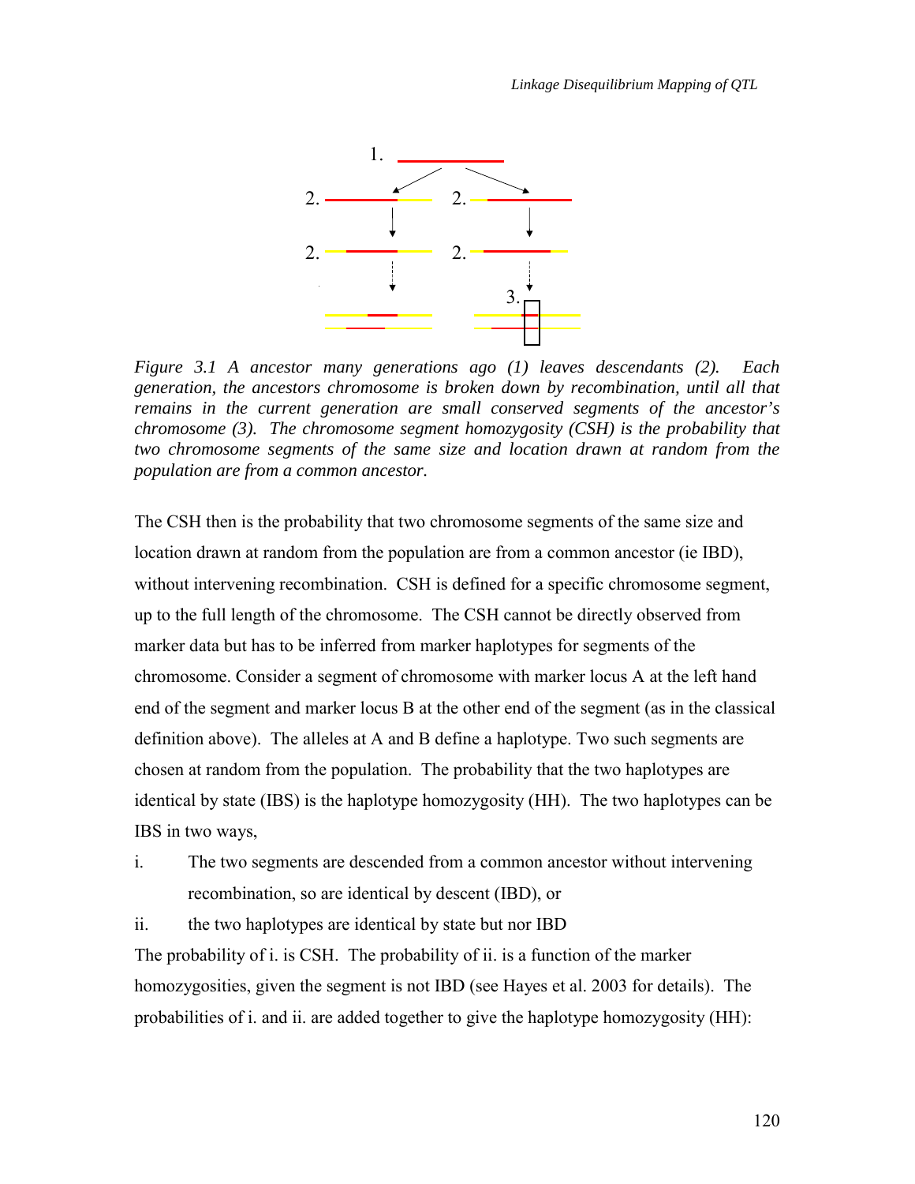*Figure 3.1 A ancestor many generations ago (1) leaves descendants (2). Each generation, the ancestors chromosome is broken down by recombination, until all that remains in the current generation are small conserved segments of the ancestor's chromosome (3). The chromosome segment homozygosity (CSH) is the probability that two chromosome segments of the same size and location drawn at random from the population are from a common ancestor.*

The CSH then is the probability that two chromosome segments of the same size and location drawn at random from the population are from a common ancestor (ie IBD), without intervening recombination. CSH is defined for a specific chromosome segment, up to the full length of the chromosome. The CSH cannot be directly observed from marker data but has to be inferred from marker haplotypes for segments of the chromosome. Consider a segment of chromosome with marker locus A at the left hand end of the segment and marker locus B at the other end of the segment (as in the classical definition above). The alleles at A and B define a haplotype. Two such segments are chosen at random from the population. The probability that the two haplotypes are identical by state (IBS) is the haplotype homozygosity (HH). The two haplotypes can be IBS in two ways,

i. The two segments are descended from a common ancestor without intervening recombination, so are identical by descent (IBD), or
ii. the two haplotypes are identical by state but nor IBD

The probability of i. is CSH. The probability of ii. is a function of the marker homozygosities, given the segment is not IBD (see Hayes et al. 2003 for details). The probabilities of i. and ii. are added together to give the haplotype homozygosity (HH):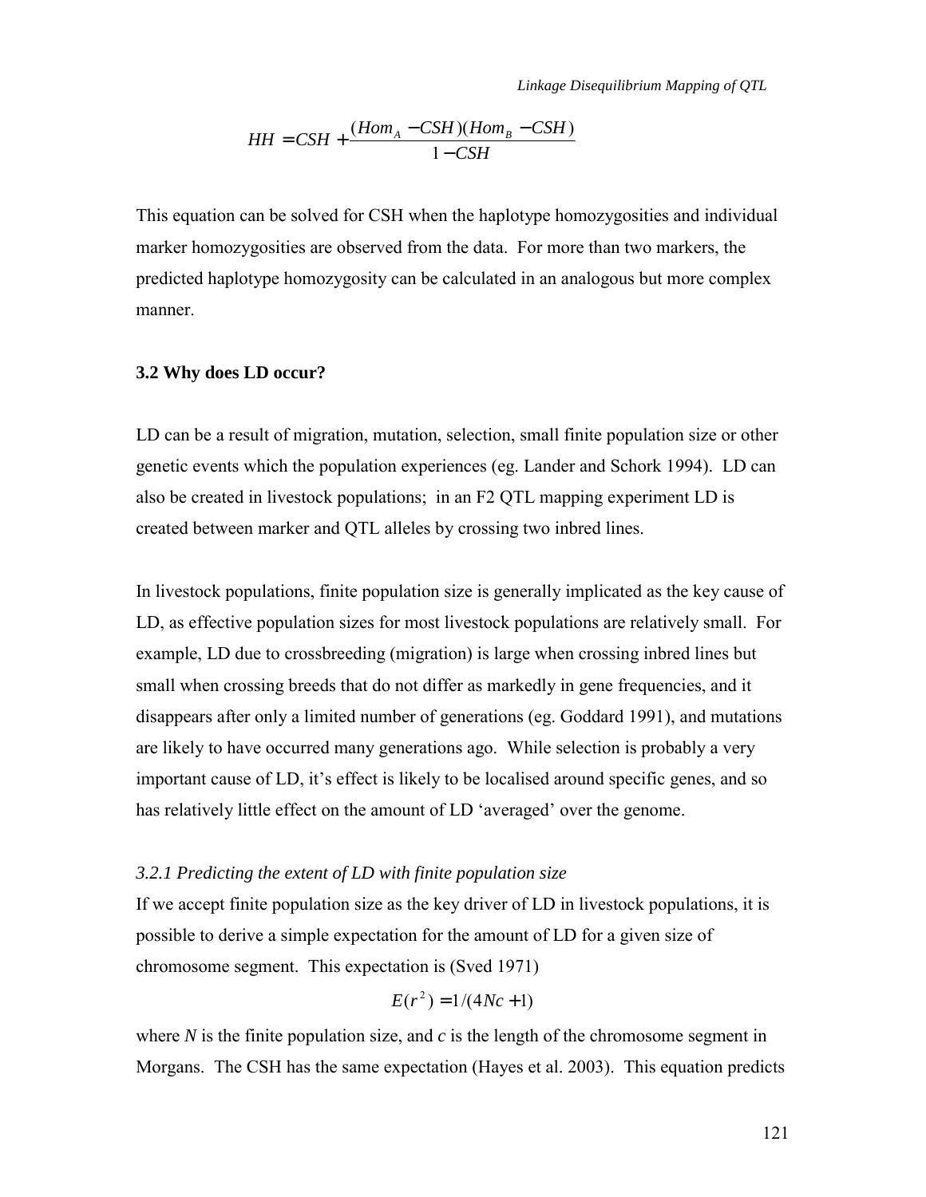$$HH = CSH + \frac{(Hom_A - CSH)(Hom_B - CSH)}{1 - CSH}$$

This equation can be solved for CSH when the haplotype homozygosities and individual marker homozygosities are observed from the data. For more than two markers, the predicted haplotype homozygosity can be calculated in an analogous but more complex manner.

### 3.2 Why does LD occur?

LD can be a result of migration, mutation, selection, small finite population size or other genetic events which the population experiences (eg. Lander and Schork 1994). LD can also be created in livestock populations; in an F2 QTL mapping experiment LD is created between marker and QTL alleles by crossing two inbred lines.

In livestock populations, finite population size is generally implicated as the key cause of LD, as effective population sizes for most livestock populations are relatively small. For example, LD due to crossbreeding (migration) is large when crossing inbred lines but small when crossing breeds that do not differ as markedly in gene frequencies, and it disappears after only a limited number of generations (eg. Goddard 1991), and mutations are likely to have occurred many generations ago. While selection is probably a very important cause of LD, it's effect is likely to be localised around specific genes, and so has relatively little effect on the amount of LD 'averaged' over the genome.

#### *3.2.1 Predicting the extent of LD with finite population size*

If we accept finite population size as the key driver of LD in livestock populations, it is possible to derive a simple expectation for the amount of LD for a given size of chromosome segment. This expectation is (Sved 1971)

$$E(r^2) = 1/(4Nc+1)$$

where $N$ is the finite population size, and $c$ is the length of the chromosome segment in Morgans. The CSH has the same expectation (Hayes et al. 2003). This equation predicts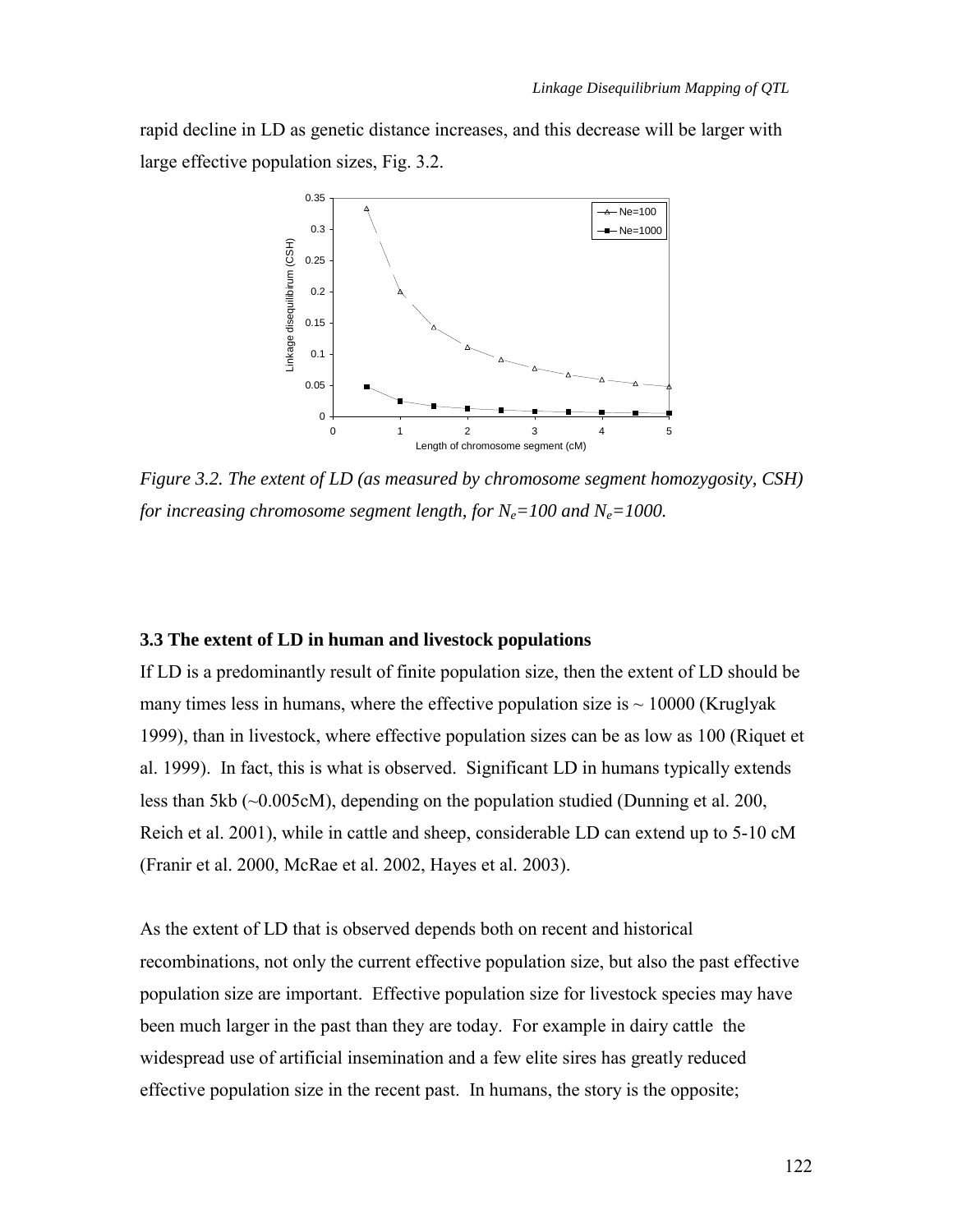rapid decline in LD as genetic distance increases, and this decrease will be larger with large effective population sizes, Fig. 3.2.

*Figure 3.2. The extent of LD (as measured by chromosome segment homozygosity, CSH) for increasing chromosome segment length, for $N_e$=100 and $N_e$=1000.*

### 3.3 The extent of LD in human and livestock populations

If LD is a predominantly result of finite population size, then the extent of LD should be many times less in humans, where the effective population size is ~ 10000 (Kruglyak 1999), than in livestock, where effective population sizes can be as low as 100 (Riquet et al. 1999). In fact, this is what is observed. Significant LD in humans typically extends less than 5kb (~0.005cM), depending on the population studied (Dunning et al. 200, Reich et al. 2001), while in cattle and sheep, considerable LD can extend up to 5-10 cM (Franir et al. 2000, McRae et al. 2002, Hayes et al. 2003).

As the extent of LD that is observed depends both on recent and historical recombinations, not only the current effective population size, but also the past effective population size are important. Effective population size for livestock species may have been much larger in the past than they are today. For example in dairy cattle the widespread use of artificial insemination and a few elite sires has greatly reduced effective population size in the recent past. In humans, the story is the opposite;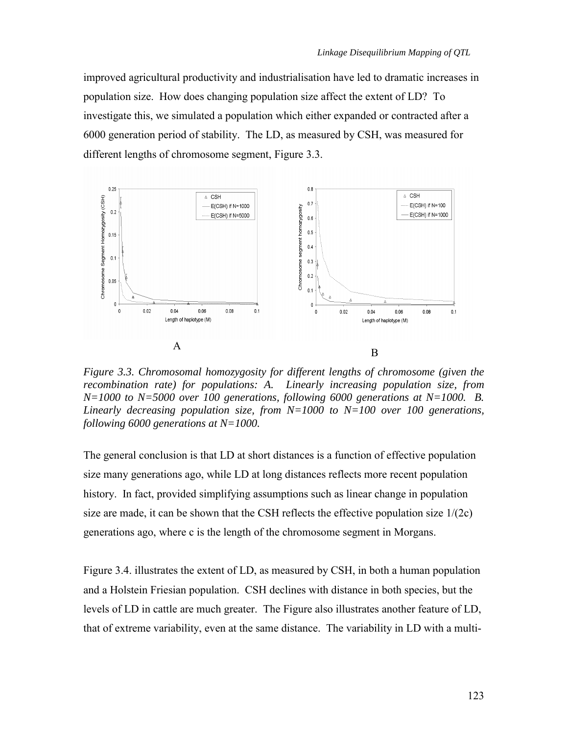improved agricultural productivity and industrialisation have led to dramatic increases in population size. How does changing population size affect the extent of LD? To investigate this, we simulated a population which either expanded or contracted after a 6000 generation period of stability. The LD, as measured by CSH, was measured for different lengths of chromosome segment, Figure 3.3.

*Figure 3.3. Chromosomal homozygosity for different lengths of chromosome (given the recombination rate) for populations: A. Linearly increasing population size, from N=1000 to N=5000 over 100 generations, following 6000 generations at N=1000. B. Linearly decreasing population size, from N=1000 to N=100 over 100 generations, following 6000 generations at N=1000.*

The general conclusion is that LD at short distances is a function of effective population size many generations ago, while LD at long distances reflects more recent population history. In fact, provided simplifying assumptions such as linear change in population size are made, it can be shown that the CSH reflects the effective population size $1/(2c)$ generations ago, where c is the length of the chromosome segment in Morgans.

Figure 3.4. illustrates the extent of LD, as measured by CSH, in both a human population and a Holstein Friesian population. CSH declines with distance in both species, but the levels of LD in cattle are much greater. The Figure also illustrates another feature of LD, that of extreme variability, even at the same distance. The variability in LD with a multi-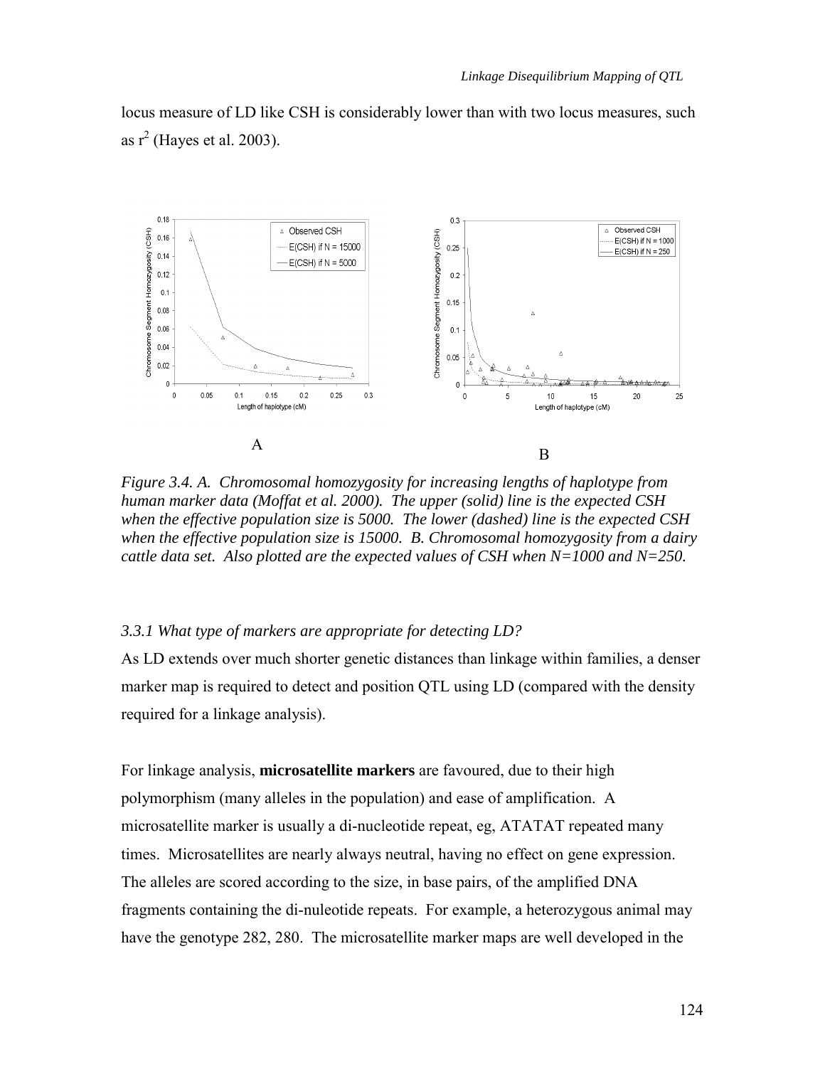locus measure of LD like CSH is considerably lower than with two locus measures, such as $r^2$ (Hayes et al. 2003).

*Figure 3.4. A. Chromosomal homozygosity for increasing lengths of haplotype from human marker data (Moffat et al. 2000). The upper (solid) line is the expected CSH when the effective population size is 5000. The lower (dashed) line is the expected CSH when the effective population size is 15000. B. Chromosomal homozygosity from a dairy cattle data set. Also plotted are the expected values of CSH when N=1000 and N=250.*

### *3.3.1 What type of markers are appropriate for detecting LD?*

As LD extends over much shorter genetic distances than linkage within families, a denser marker map is required to detect and position QTL using LD (compared with the density required for a linkage analysis).

For linkage analysis, **microsatellite markers** are favoured, due to their high polymorphism (many alleles in the population) and ease of amplification. A microsatellite marker is usually a di-nucleotide repeat, eg, ATATAT repeated many times. Microsatellites are nearly always neutral, having no effect on gene expression. The alleles are scored according to the size, in base pairs, of the amplified DNA fragments containing the di-nuleotide repeats. For example, a heterozygous animal may have the genotype 282, 280. The microsatellite marker maps are well developed in the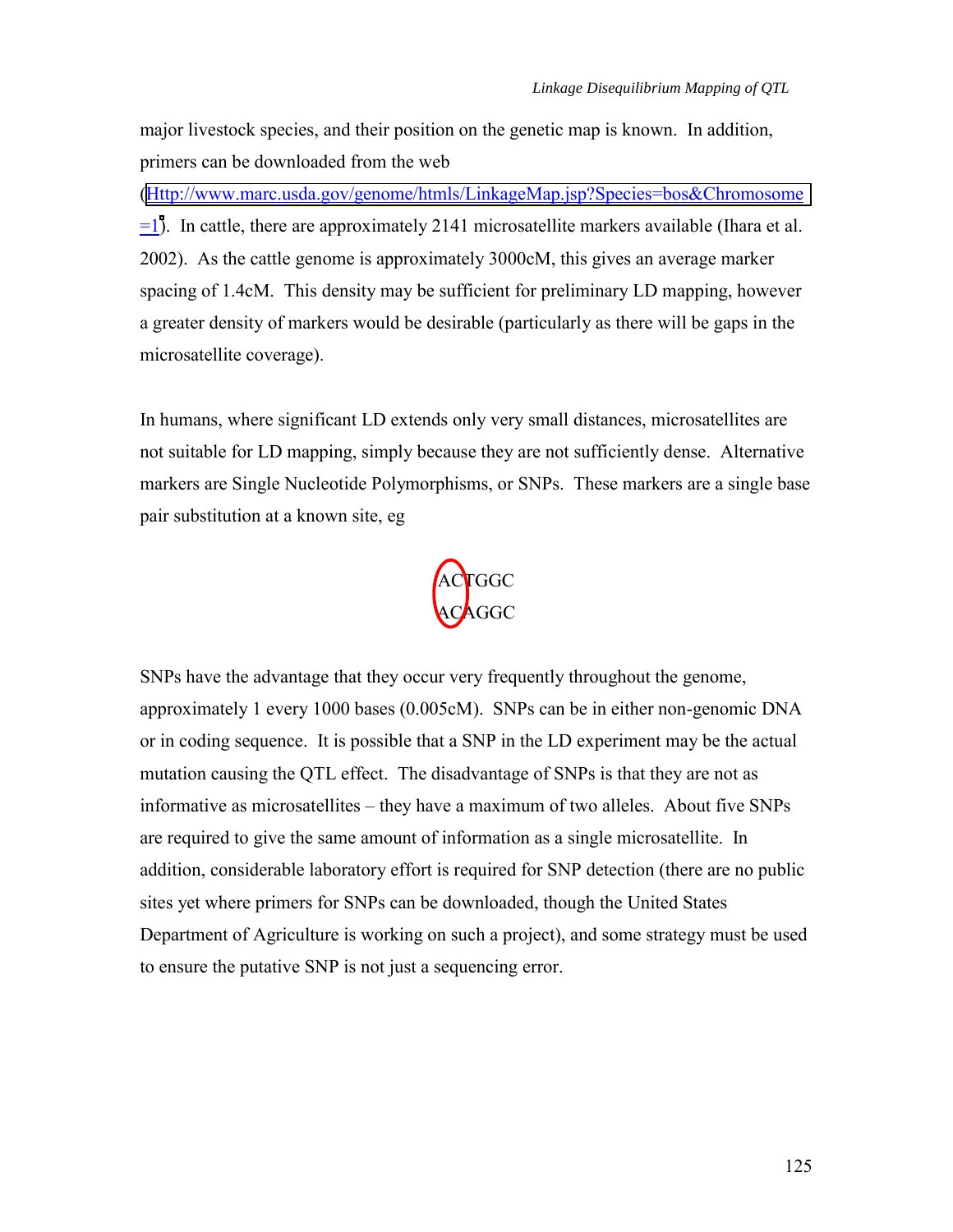major livestock species, and their position on the genetic map is known. In addition, primers can be downloaded from the web (Http://www.marc.usda.gov/genome/htmls/LinkageMap.jsp?Species=bos&Chromosome=1). In cattle, there are approximately 2141 microsatellite markers available (Ihara et al. 2002). As the cattle genome is approximately 3000cM, this gives an average marker spacing of 1.4cM. This density may be sufficient for preliminary LD mapping, however a greater density of markers would be desirable (particularly as there will be gaps in the microsatellite coverage).

In humans, where significant LD extends only very small distances, microsatellites are not suitable for LD mapping, simply because they are not sufficiently dense. Alternative markers are Single Nucleotide Polymorphisms, or SNPs. These markers are a single base pair substitution at a known site, eg

```
ACTGGC
ACAGGC
```

SNPs have the advantage that they occur very frequently throughout the genome, approximately 1 every 1000 bases (0.005cM). SNPs can be in either non-genomic DNA or in coding sequence. It is possible that a SNP in the LD experiment may be the actual mutation causing the QTL effect. The disadvantage of SNPs is that they are not as informative as microsatellites – they have a maximum of two alleles. About five SNPs are required to give the same amount of information as a single microsatellite. In addition, considerable laboratory effort is required for SNP detection (there are no public sites yet where primers for SNPs can be downloaded, though the United States Department of Agriculture is working on such a project), and some strategy must be used to ensure the putative SNP is not just a sequencing error.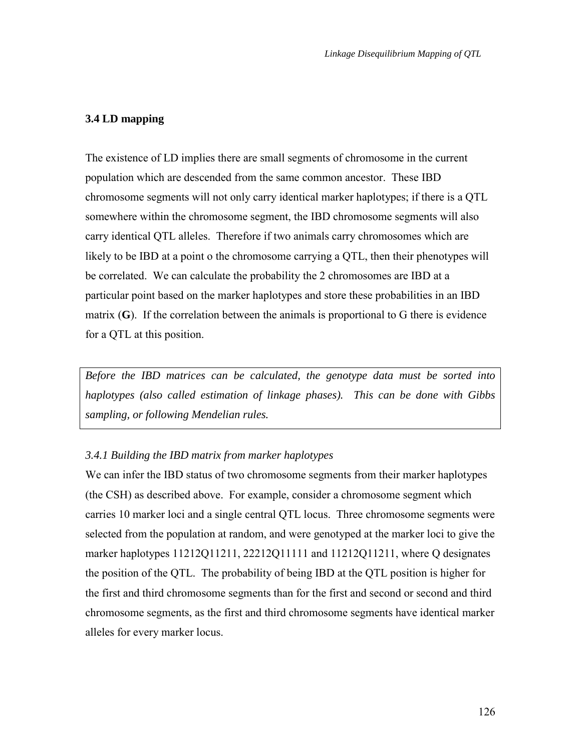## 3.4 LD mapping

The existence of LD implies there are small segments of chromosome in the current population which are descended from the same common ancestor. These IBD chromosome segments will not only carry identical marker haplotypes; if there is a QTL somewhere within the chromosome segment, the IBD chromosome segments will also carry identical QTL alleles. Therefore if two animals carry chromosomes which are likely to be IBD at a point o the chromosome carrying a QTL, then their phenotypes will be correlated. We can calculate the probability the 2 chromosomes are IBD at a particular point based on the marker haplotypes and store these probabilities in an IBD matrix (**G**). If the correlation between the animals is proportional to G there is evidence for a QTL at this position.

> *Before the IBD matrices can be calculated, the genotype data must be sorted into haplotypes (also called estimation of linkage phases). This can be done with Gibbs sampling, or following Mendelian rules.*

### *3.4.1 Building the IBD matrix from marker haplotypes*

We can infer the IBD status of two chromosome segments from their marker haplotypes (the CSH) as described above. For example, consider a chromosome segment which carries 10 marker loci and a single central QTL locus. Three chromosome segments were selected from the population at random, and were genotyped at the marker loci to give the marker haplotypes 11212Q11211, 22212Q11111 and 11212Q11211, where Q designates the position of the QTL. The probability of being IBD at the QTL position is higher for the first and third chromosome segments than for the first and second or second and third chromosome segments, as the first and third chromosome segments have identical marker alleles for every marker locus.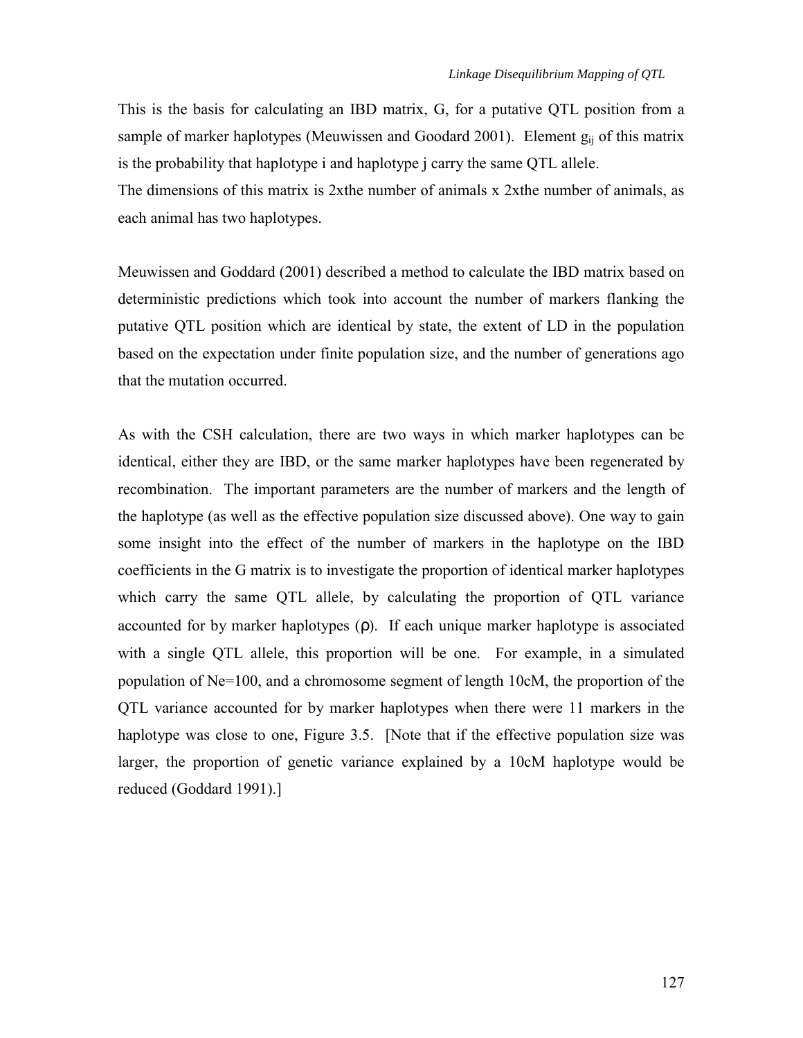This is the basis for calculating an IBD matrix, G, for a putative QTL position from a sample of marker haplotypes (Meuwissen and Goodard 2001). Element $g_{ij}$ of this matrix is the probability that haplotype i and haplotype j carry the same QTL allele.
The dimensions of this matrix is 2xthe number of animals x 2xthe number of animals, as each animal has two haplotypes.

Meuwissen and Goddard (2001) described a method to calculate the IBD matrix based on deterministic predictions which took into account the number of markers flanking the putative QTL position which are identical by state, the extent of LD in the population based on the expectation under finite population size, and the number of generations ago that the mutation occurred.

As with the CSH calculation, there are two ways in which marker haplotypes can be identical, either they are IBD, or the same marker haplotypes have been regenerated by recombination. The important parameters are the number of markers and the length of the haplotype (as well as the effective population size discussed above). One way to gain some insight into the effect of the number of markers in the haplotype on the IBD coefficients in the G matrix is to investigate the proportion of identical marker haplotypes which carry the same QTL allele, by calculating the proportion of QTL variance accounted for by marker haplotypes ($\rho$). If each unique marker haplotype is associated with a single QTL allele, this proportion will be one. For example, in a simulated population of Ne=100, and a chromosome segment of length 10cM, the proportion of the QTL variance accounted for by marker haplotypes when there were 11 markers in the haplotype was close to one, Figure 3.5. [Note that if the effective population size was larger, the proportion of genetic variance explained by a 10cM haplotype would be reduced (Goddard 1991).]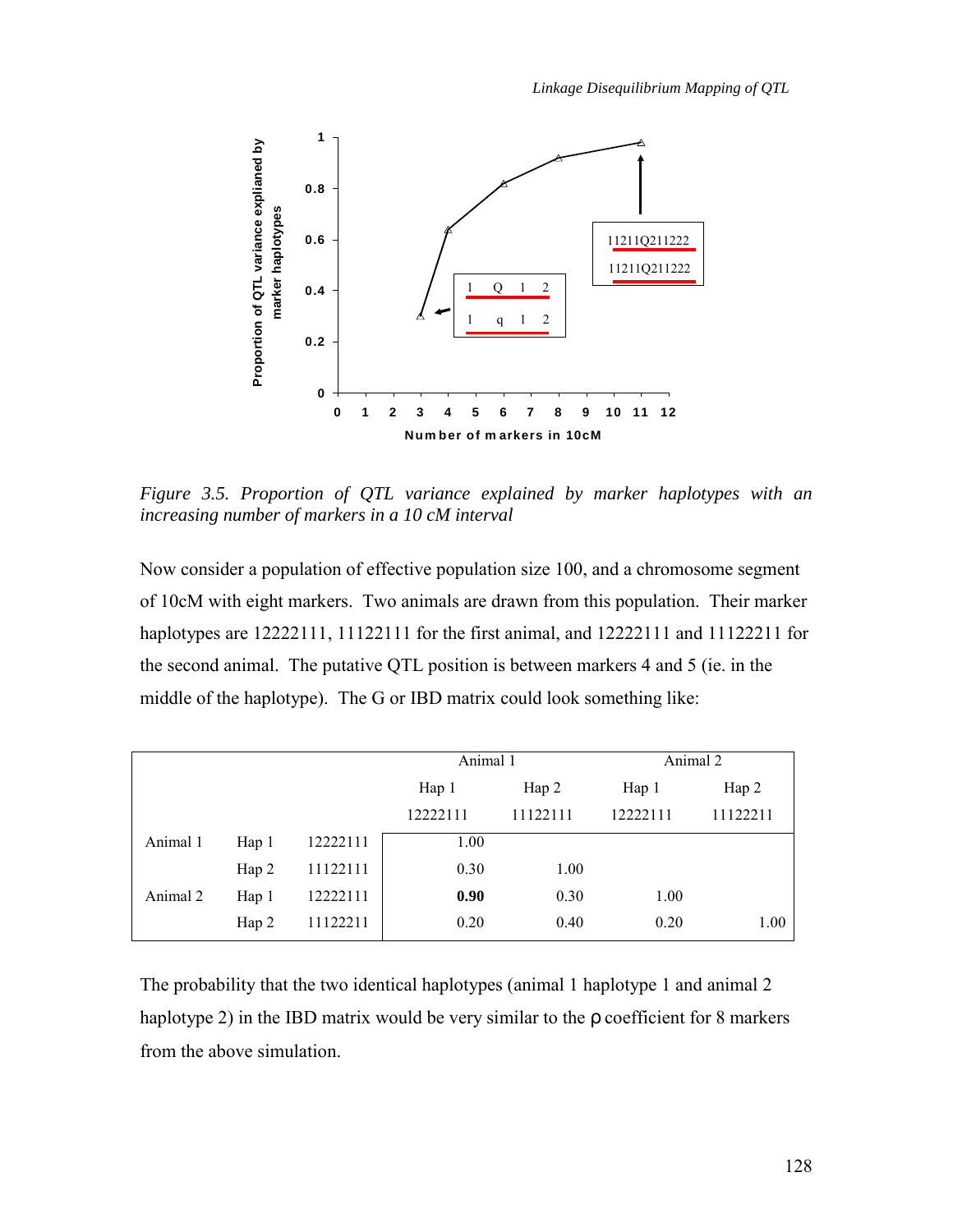Figure 3.5. *Proportion of QTL variance explained by marker haplotypes with an increasing number of markers in a 10 cM interval*

Now consider a population of effective population size 100, and a chromosome segment of 10cM with eight markers. Two animals are drawn from this population. Their marker haplotypes are 12222111, 11122111 for the first animal, and 12222111 and 11122211 for the second animal. The putative QTL position is between markers 4 and 5 (ie. in the middle of the haplotype). The G or IBD matrix could look something like:

| | | | Animal 1 | | Animal 2 | |
|---|---|---|---|---|---|---|
| | | | Hap 1 | Hap 2 | Hap 1 | Hap 2 |
| | | | 12222111 | 11122111 | 12222111 | 11122211 |
| Animal 1 | Hap 1 | 12222111 | 1.00 | | | |
| | Hap 2 | 11122111 | 0.30 | 1.00 | | |
| Animal 2 | Hap 1 | 12222111 | **0.90** | 0.30 | 1.00 | |
| | Hap 2 | 11122211 | 0.20 | 0.40 | 0.20 | 1.00 |

The probability that the two identical haplotypes (animal 1 haplotype 1 and animal 2 haplotype 2) in the IBD matrix would be very similar to the $\rho$ coefficient for 8 markers from the above simulation.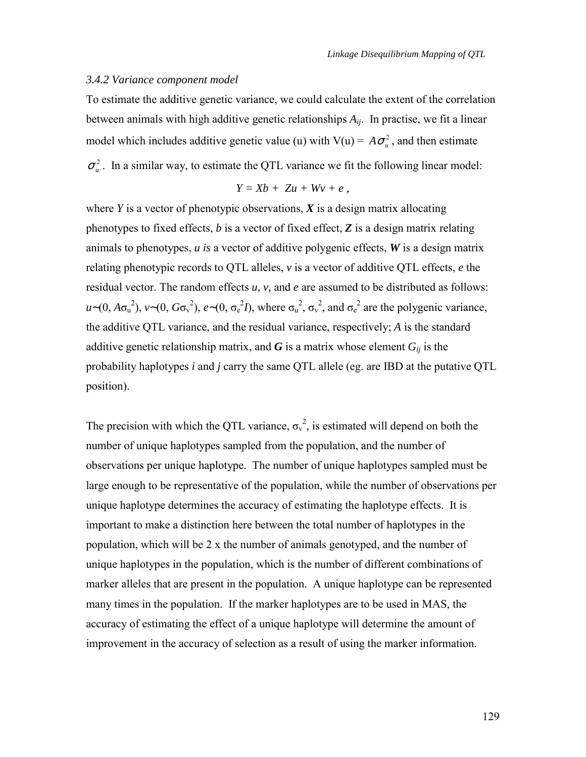### 3.4.2 Variance component model

To estimate the additive genetic variance, we could calculate the extent of the correlation between animals with high additive genetic relationships $A_{ij}$. In practise, we fit a linear model which includes additive genetic value (u) with V(u) = $A\sigma_u^2$, and then estimate $\sigma_u^2$. In a similar way, to estimate the QTL variance we fit the following linear model:

$$Y = Xb + Zu + Wv + e,$$

where *Y* is a vector of phenotypic observations, ***X*** is a design matrix allocating phenotypes to fixed effects, *b* is a vector of fixed effect, ***Z*** is a design matrix relating animals to phenotypes, *u is* a vector of additive polygenic effects, ***W*** is a design matrix relating phenotypic records to QTL alleles, *v* is a vector of additive QTL effects, *e* the residual vector. The random effects *u, v,* and *e* are assumed to be distributed as follows: $u \sim (0, A\sigma_u^2)$, $v \sim (0, G\sigma_v^2)$, $e \sim (0, \sigma_e^2 I)$, where $\sigma_u^2$, $\sigma_v^2$, and $\sigma_e^2$ are the polygenic variance, the additive QTL variance, and the residual variance, respectively; *A* is the standard additive genetic relationship matrix, and ***G*** is a matrix whose element $G_{ij}$ is the probability haplotypes *i* and *j* carry the same QTL allele (eg. are IBD at the putative QTL position).

The precision with which the QTL variance, $\sigma_v^2$, is estimated will depend on both the number of unique haplotypes sampled from the population, and the number of observations per unique haplotype. The number of unique haplotypes sampled must be large enough to be representative of the population, while the number of observations per unique haplotype determines the accuracy of estimating the haplotype effects. It is important to make a distinction here between the total number of haplotypes in the population, which will be 2 x the number of animals genotyped, and the number of unique haplotypes in the population, which is the number of different combinations of marker alleles that are present in the population. A unique haplotype can be represented many times in the population. If the marker haplotypes are to be used in MAS, the accuracy of estimating the effect of a unique haplotype will determine the amount of improvement in the accuracy of selection as a result of using the marker information.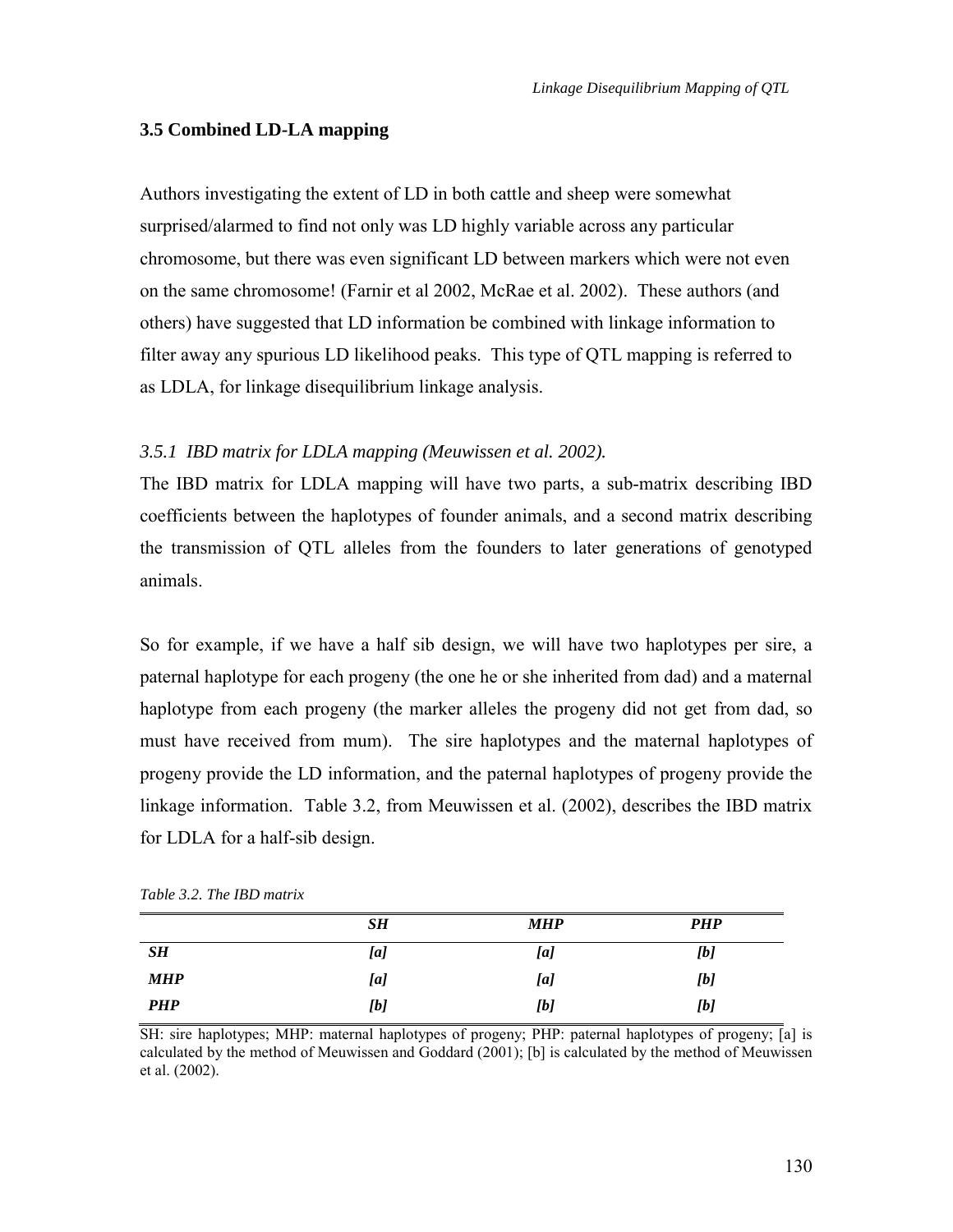## 3.5 Combined LD-LA mapping

Authors investigating the extent of LD in both cattle and sheep were somewhat surprised/alarmed to find not only was LD highly variable across any particular chromosome, but there was even significant LD between markers which were not even on the same chromosome! (Farnir et al 2002, McRae et al. 2002). These authors (and others) have suggested that LD information be combined with linkage information to filter away any spurious LD likelihood peaks. This type of QTL mapping is referred to as LDLA, for linkage disequilibrium linkage analysis.

### *3.5.1 IBD matrix for LDLA mapping (Meuwissen et al. 2002).*

The IBD matrix for LDLA mapping will have two parts, a sub-matrix describing IBD coefficients between the haplotypes of founder animals, and a second matrix describing the transmission of QTL alleles from the founders to later generations of genotyped animals.

So for example, if we have a half sib design, we will have two haplotypes per sire, a paternal haplotype for each progeny (the one he or she inherited from dad) and a maternal haplotype from each progeny (the marker alleles the progeny did not get from dad, so must have received from mum). The sire haplotypes and the maternal haplotypes of progeny provide the LD information, and the paternal haplotypes of progeny provide the linkage information. Table 3.2, from Meuwissen et al. (2002), describes the IBD matrix for LDLA for a half-sib design.

*Table 3.2. The IBD matrix*

| | ***SH*** | ***MHP*** | ***PHP*** |
|---|---|---|---|
| ***SH*** | ***[a]*** | ***[a]*** | ***[b]*** |
| ***MHP*** | ***[a]*** | ***[a]*** | ***[b]*** |
| ***PHP*** | ***[b]*** | ***[b]*** | ***[b]*** |

SH: sire haplotypes; MHP: maternal haplotypes of progeny; PHP: paternal haplotypes of progeny; [a] is calculated by the method of Meuwissen and Goddard (2001); [b] is calculated by the method of Meuwissen et al. (2002).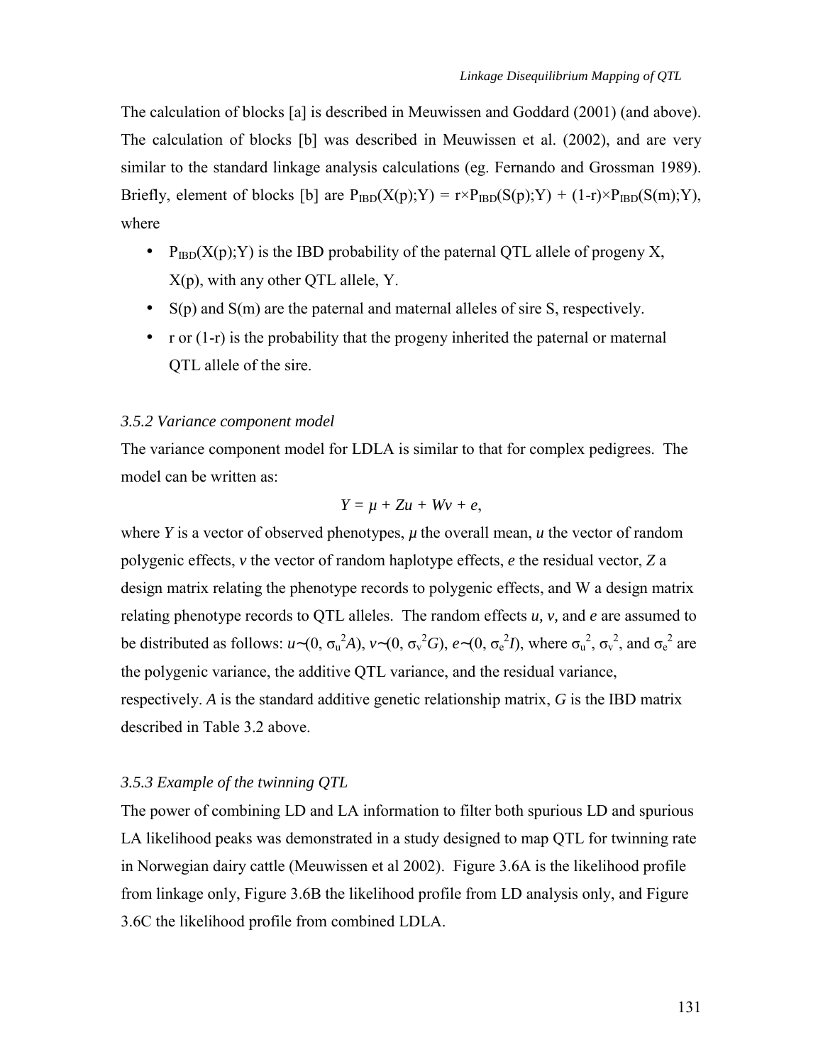The calculation of blocks [a] is described in Meuwissen and Goddard (2001) (and above). The calculation of blocks [b] was described in Meuwissen et al. (2002), and are very similar to the standard linkage analysis calculations (eg. Fernando and Grossman 1989). Briefly, element of blocks [b] are $P_{IBD}(X(p);Y) = r \times P_{IBD}(S(p);Y) + (1-r) \times P_{IBD}(S(m);Y)$, where

- $P_{IBD}(X(p);Y)$ is the IBD probability of the paternal QTL allele of progeny X, X(p), with any other QTL allele, Y.
- S(p) and S(m) are the paternal and maternal alleles of sire S, respectively.
- r or (1-r) is the probability that the progeny inherited the paternal or maternal QTL allele of the sire.

### *3.5.2 Variance component model*

The variance component model for LDLA is similar to that for complex pedigrees. The model can be written as:

$$Y = \mu + Zu + Wv + e,$$

where *Y* is a vector of observed phenotypes, *μ* the overall mean, *u* the vector of random polygenic effects, *v* the vector of random haplotype effects, *e* the residual vector, *Z* a design matrix relating the phenotype records to polygenic effects, and W a design matrix relating phenotype records to QTL alleles. The random effects *u, v,* and *e* are assumed to be distributed as follows: $u \sim (0, \sigma_u^2 A)$, $v \sim (0, \sigma_v^2 G)$, $e \sim (0, \sigma_e^2 I)$, where $\sigma_u^2$, $\sigma_v^2$, and $\sigma_e^2$ are the polygenic variance, the additive QTL variance, and the residual variance, respectively. *A* is the standard additive genetic relationship matrix, *G* is the IBD matrix described in Table 3.2 above.

### *3.5.3 Example of the twinning QTL*

The power of combining LD and LA information to filter both spurious LD and spurious LA likelihood peaks was demonstrated in a study designed to map QTL for twinning rate in Norwegian dairy cattle (Meuwissen et al 2002). Figure 3.6A is the likelihood profile from linkage only, Figure 3.6B the likelihood profile from LD analysis only, and Figure 3.6C the likelihood profile from combined LDLA.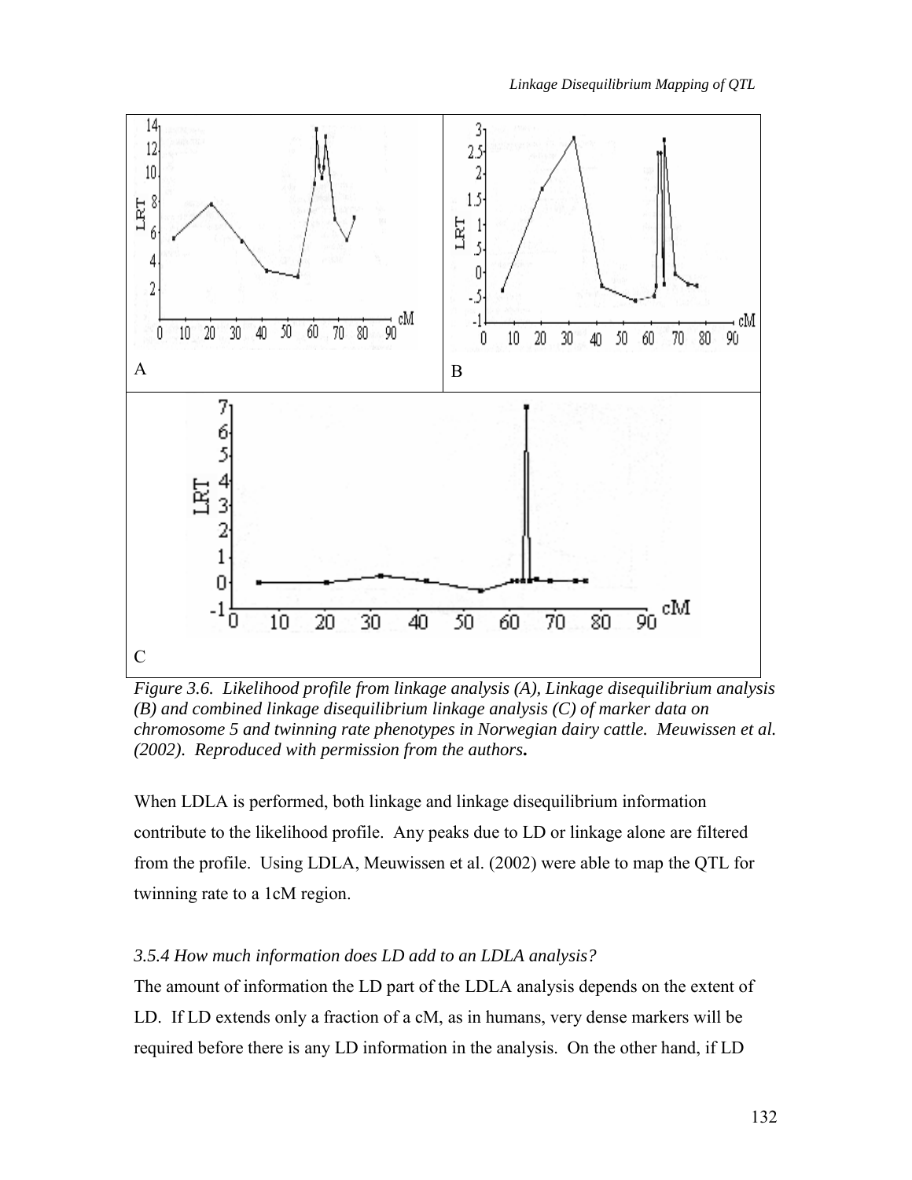*Figure 3.6. Likelihood profile from linkage analysis (A), Linkage disequilibrium analysis (B) and combined linkage disequilibrium linkage analysis (C) of marker data on chromosome 5 and twinning rate phenotypes in Norwegian dairy cattle. Meuwissen et al. (2002). Reproduced with permission from the authors.*

When LDLA is performed, both linkage and linkage disequilibrium information contribute to the likelihood profile. Any peaks due to LD or linkage alone are filtered from the profile. Using LDLA, Meuwissen et al. (2002) were able to map the QTL for twinning rate to a 1cM region.

### *3.5.4 How much information does LD add to an LDLA analysis?*

The amount of information the LD part of the LDLA analysis depends on the extent of LD. If LD extends only a fraction of a cM, as in humans, very dense markers will be required before there is any LD information in the analysis. On the other hand, if LD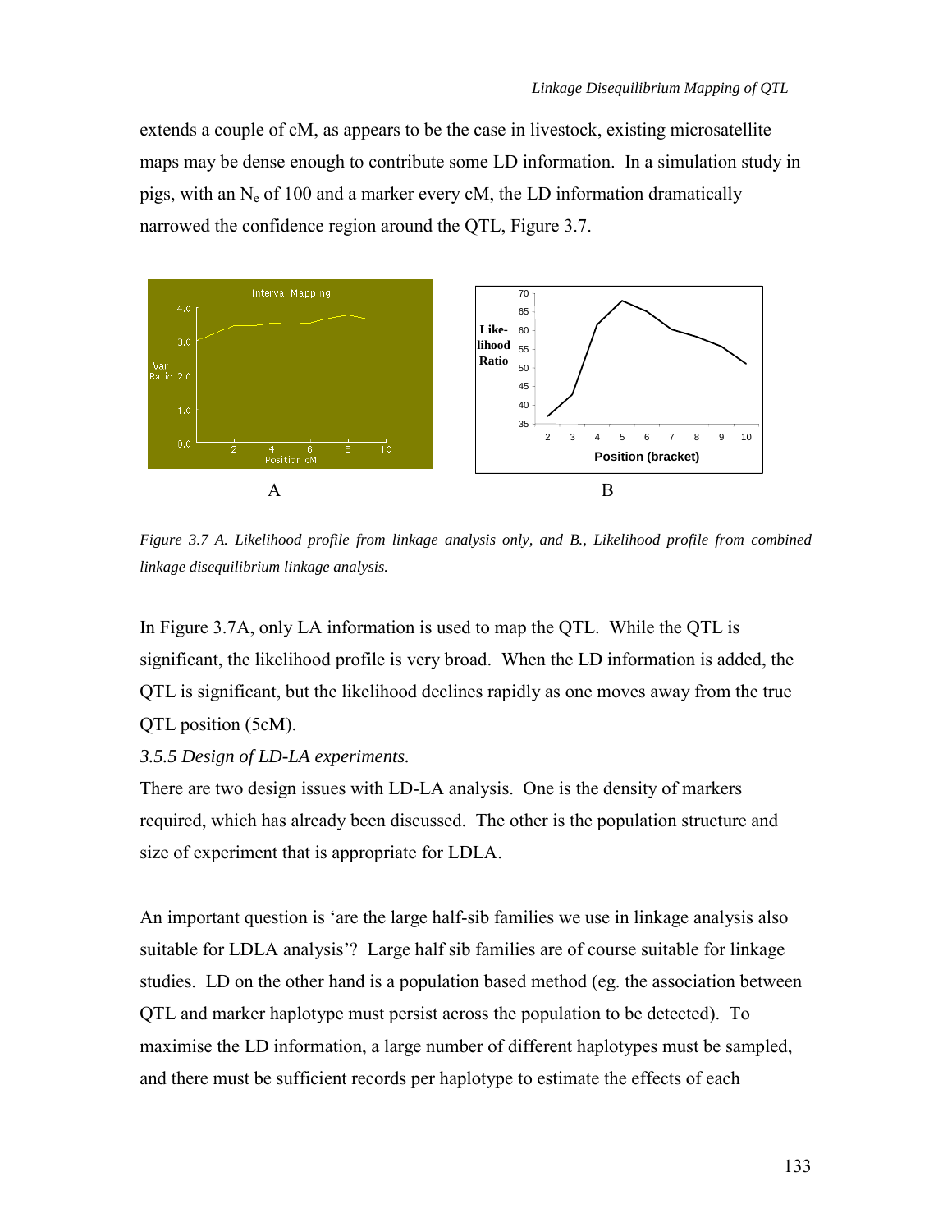extends a couple of cM, as appears to be the case in livestock, existing microsatellite maps may be dense enough to contribute some LD information. In a simulation study in pigs, with an $N_e$ of 100 and a marker every cM, the LD information dramatically narrowed the confidence region around the QTL, Figure 3.7.

*Figure 3.7 A. Likelihood profile from linkage analysis only, and B., Likelihood profile from combined linkage disequilibrium linkage analysis.*

In Figure 3.7A, only LA information is used to map the QTL. While the QTL is significant, the likelihood profile is very broad. When the LD information is added, the QTL is significant, but the likelihood declines rapidly as one moves away from the true QTL position (5cM).

*3.5.5 Design of LD-LA experiments.*

There are two design issues with LD-LA analysis. One is the density of markers required, which has already been discussed. The other is the population structure and size of experiment that is appropriate for LDLA.

An important question is 'are the large half-sib families we use in linkage analysis also suitable for LDLA analysis'? Large half sib families are of course suitable for linkage studies. LD on the other hand is a population based method (eg. the association between QTL and marker haplotype must persist across the population to be detected). To maximise the LD information, a large number of different haplotypes must be sampled, and there must be sufficient records per haplotype to estimate the effects of each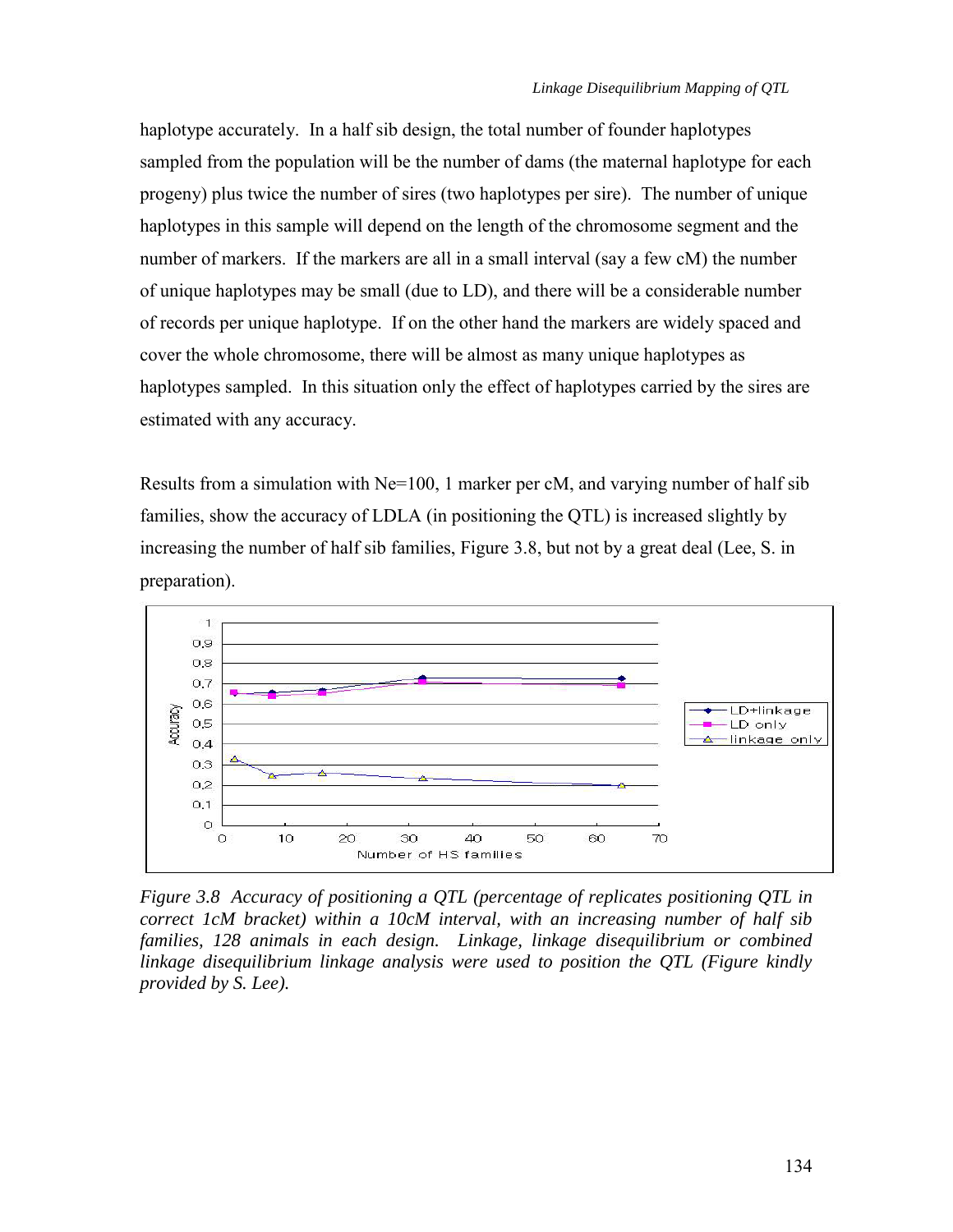haplotype accurately. In a half sib design, the total number of founder haplotypes sampled from the population will be the number of dams (the maternal haplotype for each progeny) plus twice the number of sires (two haplotypes per sire). The number of unique haplotypes in this sample will depend on the length of the chromosome segment and the number of markers. If the markers are all in a small interval (say a few cM) the number of unique haplotypes may be small (due to LD), and there will be a considerable number of records per unique haplotype. If on the other hand the markers are widely spaced and cover the whole chromosome, there will be almost as many unique haplotypes as haplotypes sampled. In this situation only the effect of haplotypes carried by the sires are estimated with any accuracy.

Results from a simulation with Ne=100, 1 marker per cM, and varying number of half sib families, show the accuracy of LDLA (in positioning the QTL) is increased slightly by increasing the number of half sib families, Figure 3.8, but not by a great deal (Lee, S. in preparation).

*Figure 3.8 Accuracy of positioning a QTL (percentage of replicates positioning QTL in correct 1cM bracket) within a 10cM interval, with an increasing number of half sib families, 128 animals in each design. Linkage, linkage disequilibrium or combined linkage disequilibrium linkage analysis were used to position the QTL (Figure kindly provided by S. Lee).*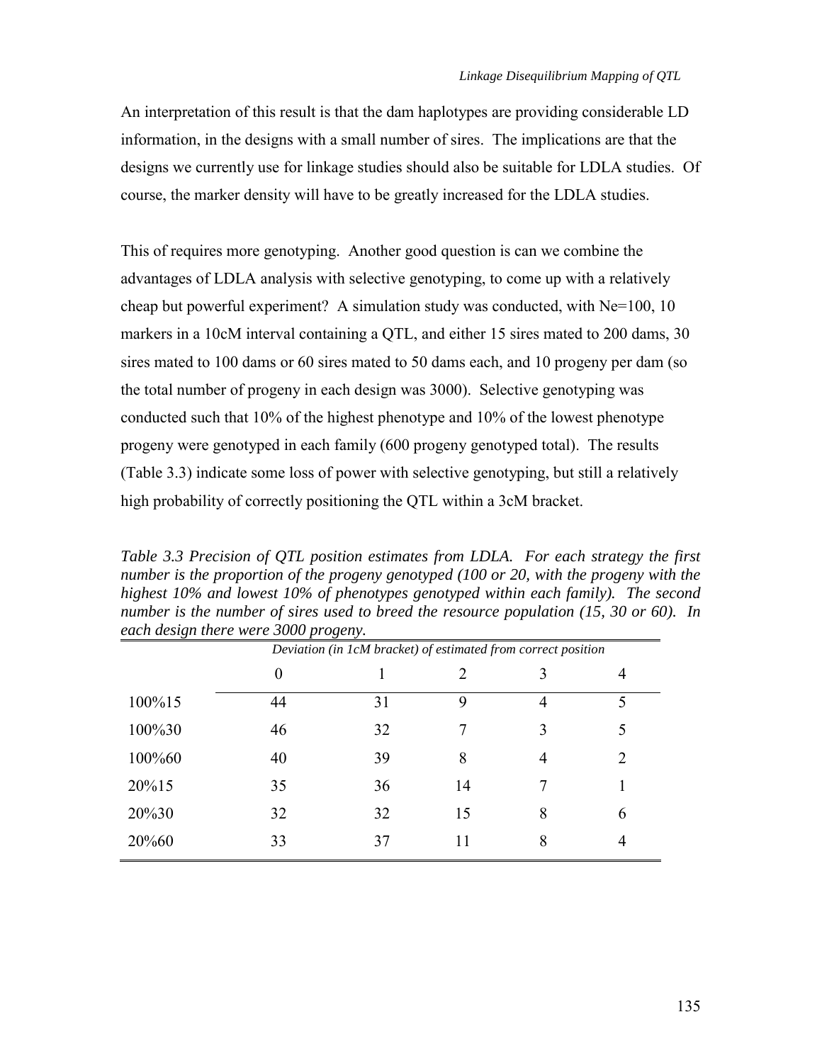An interpretation of this result is that the dam haplotypes are providing considerable LD information, in the designs with a small number of sires. The implications are that the designs we currently use for linkage studies should also be suitable for LDLA studies. Of course, the marker density will have to be greatly increased for the LDLA studies.

This of requires more genotyping. Another good question is can we combine the advantages of LDLA analysis with selective genotyping, to come up with a relatively cheap but powerful experiment? A simulation study was conducted, with Ne=100, 10 markers in a 10cM interval containing a QTL, and either 15 sires mated to 200 dams, 30 sires mated to 100 dams or 60 sires mated to 50 dams each, and 10 progeny per dam (so the total number of progeny in each design was 3000). Selective genotyping was conducted such that 10% of the highest phenotype and 10% of the lowest phenotype progeny were genotyped in each family (600 progeny genotyped total). The results (Table 3.3) indicate some loss of power with selective genotyping, but still a relatively high probability of correctly positioning the QTL within a 3cM bracket.

*Table 3.3 Precision of QTL position estimates from LDLA. For each strategy the first number is the proportion of the progeny genotyped (100 or 20, with the progeny with the highest 10% and lowest 10% of phenotypes genotyped within each family). The second number is the number of sires used to breed the resource population (15, 30 or 60). In each design there were 3000 progeny.*

| | *Deviation (in 1cM bracket) of estimated from correct position* | | | | |
|---|---|---|---|---|---|
| | 0 | 1 | 2 | 3 | 4 |
| 100%15 | 44 | 31 | 9 | 4 | 5 |
| 100%30 | 46 | 32 | 7 | 3 | 5 |
| 100%60 | 40 | 39 | 8 | 4 | 2 |
| 20%15 | 35 | 36 | 14 | 7 | 1 |
| 20%30 | 32 | 32 | 15 | 8 | 6 |
| 20%60 | 33 | 37 | 11 | 8 | 4 |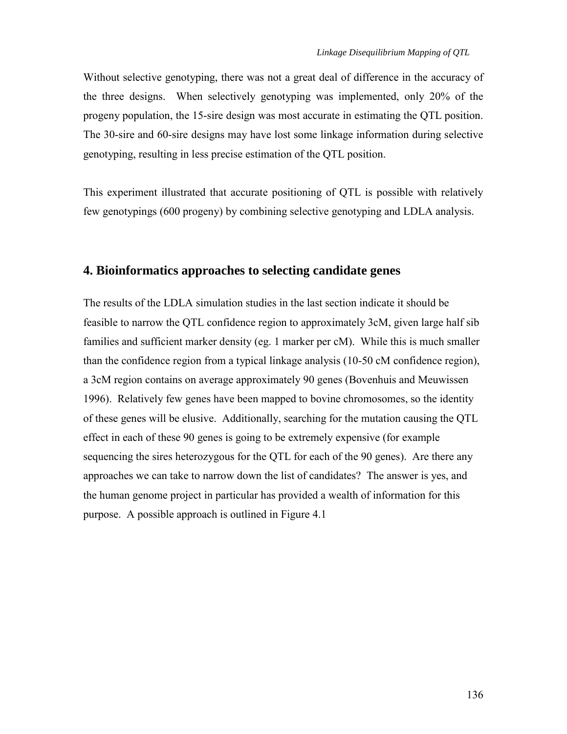Without selective genotyping, there was not a great deal of difference in the accuracy of the three designs. When selectively genotyping was implemented, only 20% of the progeny population, the 15-sire design was most accurate in estimating the QTL position. The 30-sire and 60-sire designs may have lost some linkage information during selective genotyping, resulting in less precise estimation of the QTL position.

This experiment illustrated that accurate positioning of QTL is possible with relatively few genotypings (600 progeny) by combining selective genotyping and LDLA analysis.

## 4. Bioinformatics approaches to selecting candidate genes

The results of the LDLA simulation studies in the last section indicate it should be feasible to narrow the QTL confidence region to approximately 3cM, given large half sib families and sufficient marker density (eg. 1 marker per cM). While this is much smaller than the confidence region from a typical linkage analysis (10-50 cM confidence region), a 3cM region contains on average approximately 90 genes (Bovenhuis and Meuwissen 1996). Relatively few genes have been mapped to bovine chromosomes, so the identity of these genes will be elusive. Additionally, searching for the mutation causing the QTL effect in each of these 90 genes is going to be extremely expensive (for example sequencing the sires heterozygous for the QTL for each of the 90 genes). Are there any approaches we can take to narrow down the list of candidates? The answer is yes, and the human genome project in particular has provided a wealth of information for this purpose. A possible approach is outlined in Figure 4.1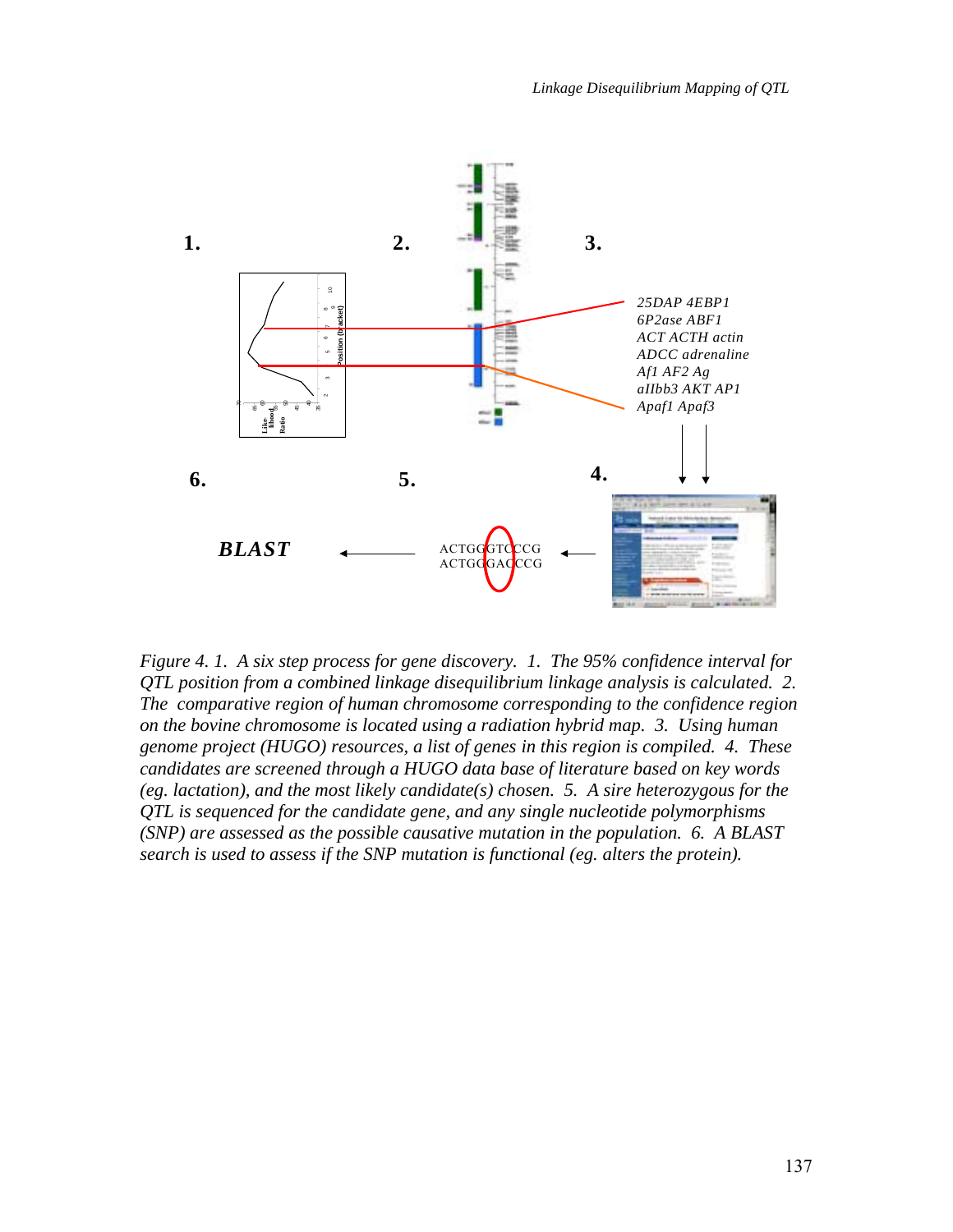1.

2.

3.

25DAP 4EBP1
6P2ase ABF1
ACT ACTH actin
ADCC adrenaline
Af1 AF2 Ag
aIIbb3 AKT AP1
Apaf1 Apaf3

6.

5.

4.

***BLAST***

ACTGGGTCCCG
ACTGGGACCCG

*Figure 4. 1. A six step process for gene discovery. 1. The 95% confidence interval for QTL position from a combined linkage disequilibrium linkage analysis is calculated. 2. The comparative region of human chromosome corresponding to the confidence region on the bovine chromosome is located using a radiation hybrid map. 3. Using human genome project (HUGO) resources, a list of genes in this region is compiled. 4. These candidates are screened through a HUGO data base of literature based on key words (eg. lactation), and the most likely candidate(s) chosen. 5. A sire heterozygous for the QTL is sequenced for the candidate gene, and any single nucleotide polymorphisms (SNP) are assessed as the possible causative mutation in the population. 6. A BLAST search is used to assess if the SNP mutation is functional (eg. alters the protein).*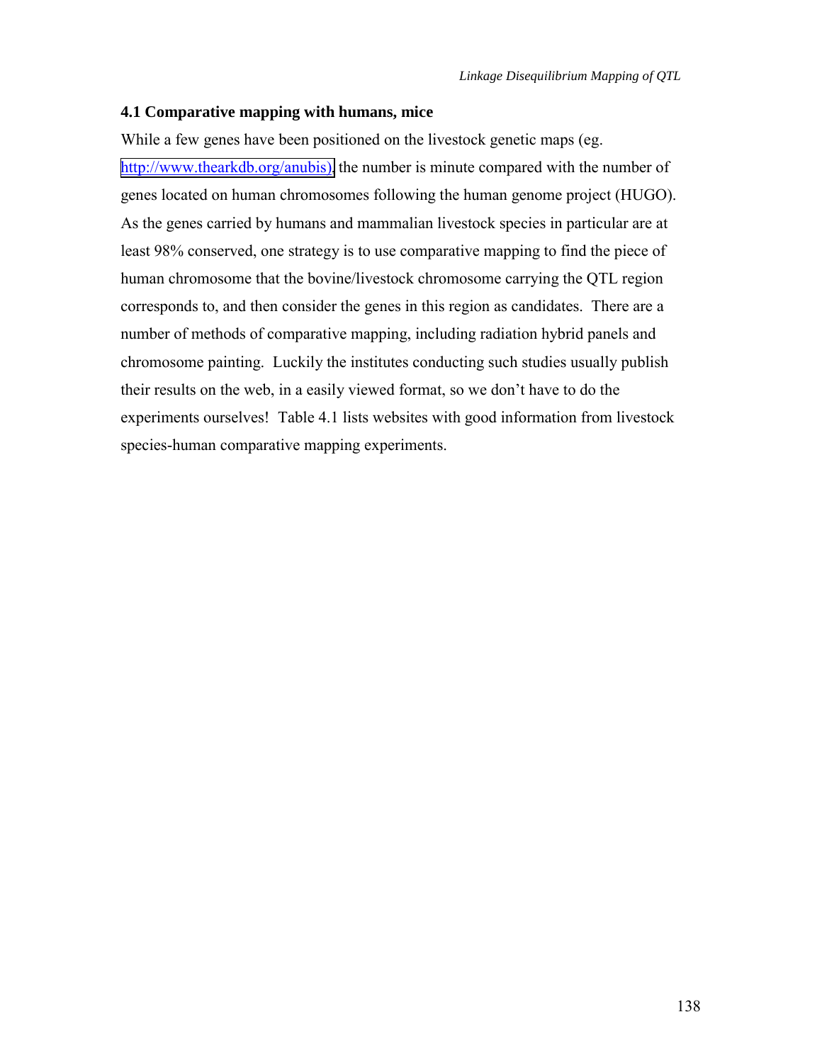### 4.1 Comparative mapping with humans, mice

While a few genes have been positioned on the livestock genetic maps (eg. http://www.thearkdb.org/anubis), the number is minute compared with the number of genes located on human chromosomes following the human genome project (HUGO). As the genes carried by humans and mammalian livestock species in particular are at least 98% conserved, one strategy is to use comparative mapping to find the piece of human chromosome that the bovine/livestock chromosome carrying the QTL region corresponds to, and then consider the genes in this region as candidates. There are a number of methods of comparative mapping, including radiation hybrid panels and chromosome painting. Luckily the institutes conducting such studies usually publish their results on the web, in a easily viewed format, so we don't have to do the experiments ourselves! Table 4.1 lists websites with good information from livestock species-human comparative mapping experiments.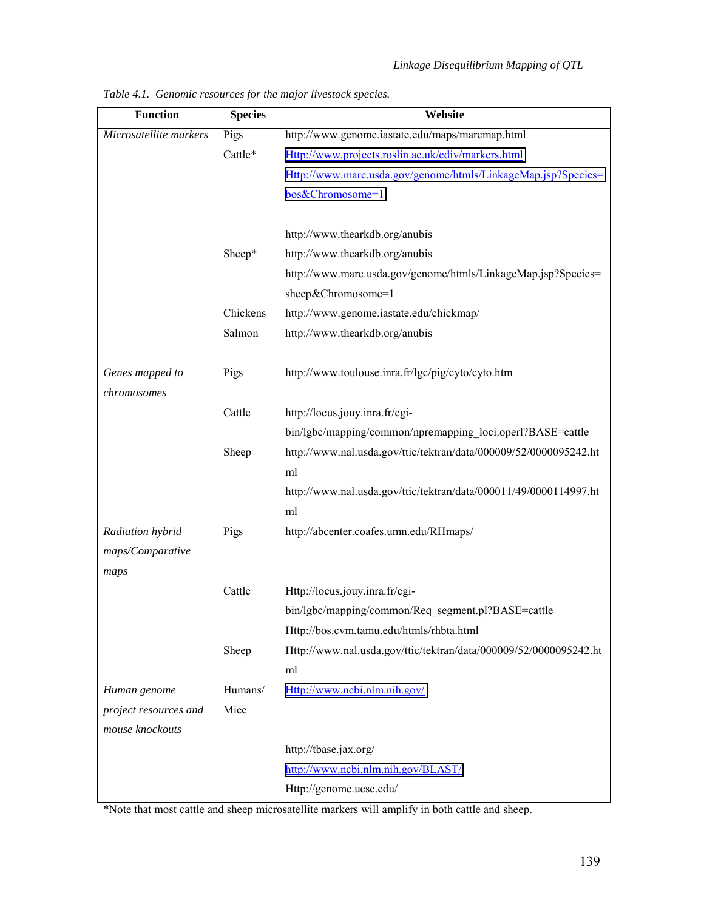*Table 4.1. Genomic resources for the major livestock species.*

| Function | Species | Website |
|---|---|---|
| *Microsatellite markers* | Pigs | http://www.genome.iastate.edu/maps/marcmap.html |
| | Cattle* | Http://www.projects.roslin.ac.uk/cdiv/markers.html |
| | | Http://www.marc.usda.gov/genome/htmls/LinkageMap.jsp?Species=bos&Chromosome=1 |
| | | http://www.thearkdb.org/anubis |
| | Sheep* | http://www.thearkdb.org/anubis |
| | | http://www.marc.usda.gov/genome/htmls/LinkageMap.jsp?Species=sheep&Chromosome=1 |
| | Chickens | http://www.genome.iastate.edu/chickmap/ |
| | Salmon | http://www.thearkdb.org/anubis |
| *Genes mapped to chromosomes* | Pigs | http://www.toulouse.inra.fr/lgc/pig/cyto/cyto.htm |
| | Cattle | http://locus.jouy.inra.fr/cgi-bin/lgbc/mapping/common/npremapping_loci.operl?BASE=cattle |
| | Sheep | http://www.nal.usda.gov/ttic/tektran/data/000009/52/0000095242.html |
| | | http://www.nal.usda.gov/ttic/tektran/data/000011/49/0000114997.html |
| *Radiation hybrid maps/Comparative maps* | Pigs | http://abcenter.coafes.umn.edu/RHmaps/ |
| | Cattle | Http://locus.jouy.inra.fr/cgi-bin/lgbc/mapping/common/Req_segment.pl?BASE=cattle |
| | | Http://bos.cvm.tamu.edu/htmls/rhbta.html |
| | Sheep | Http://www.nal.usda.gov/ttic/tektran/data/000009/52/0000095242.html |
| *Human genome project resources and mouse knockouts* | Humans/ Mice | Http://www.ncbi.nlm.nih.gov/ |
| | | http://tbase.jax.org/ |
| | | http://www.ncbi.nlm.nih.gov/BLAST/ |
| | | Http://genome.ucsc.edu/ |

*Note that most cattle and sheep microsatellite markers will amplify in both cattle and sheep.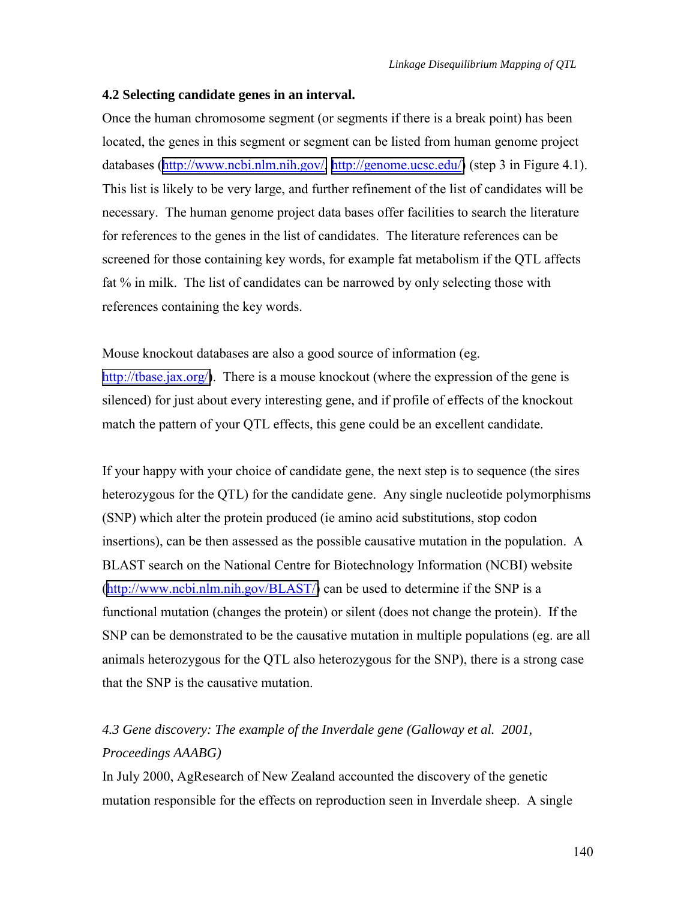### 4.2 Selecting candidate genes in an interval.

Once the human chromosome segment (or segments if there is a break point) has been located, the genes in this segment or segment can be listed from human genome project databases (http://www.ncbi.nlm.nih.gov/, http://genome.ucsc.edu/) (step 3 in Figure 4.1). This list is likely to be very large, and further refinement of the list of candidates will be necessary. The human genome project data bases offer facilities to search the literature for references to the genes in the list of candidates. The literature references can be screened for those containing key words, for example fat metabolism if the QTL affects fat % in milk. The list of candidates can be narrowed by only selecting those with references containing the key words.

Mouse knockout databases are also a good source of information (eg. http://tbase.jax.org/). There is a mouse knockout (where the expression of the gene is silenced) for just about every interesting gene, and if profile of effects of the knockout match the pattern of your QTL effects, this gene could be an excellent candidate.

If your happy with your choice of candidate gene, the next step is to sequence (the sires heterozygous for the QTL) for the candidate gene. Any single nucleotide polymorphisms (SNP) which alter the protein produced (ie amino acid substitutions, stop codon insertions), can be then assessed as the possible causative mutation in the population. A BLAST search on the National Centre for Biotechnology Information (NCBI) website (http://www.ncbi.nlm.nih.gov/BLAST/) can be used to determine if the SNP is a functional mutation (changes the protein) or silent (does not change the protein). If the SNP can be demonstrated to be the causative mutation in multiple populations (eg. are all animals heterozygous for the QTL also heterozygous for the SNP), there is a strong case that the SNP is the causative mutation.

### *4.3 Gene discovery: The example of the Inverdale gene (Galloway et al. 2001, Proceedings AAABG)*

In July 2000, AgResearch of New Zealand accounted the discovery of the genetic mutation responsible for the effects on reproduction seen in Inverdale sheep. A single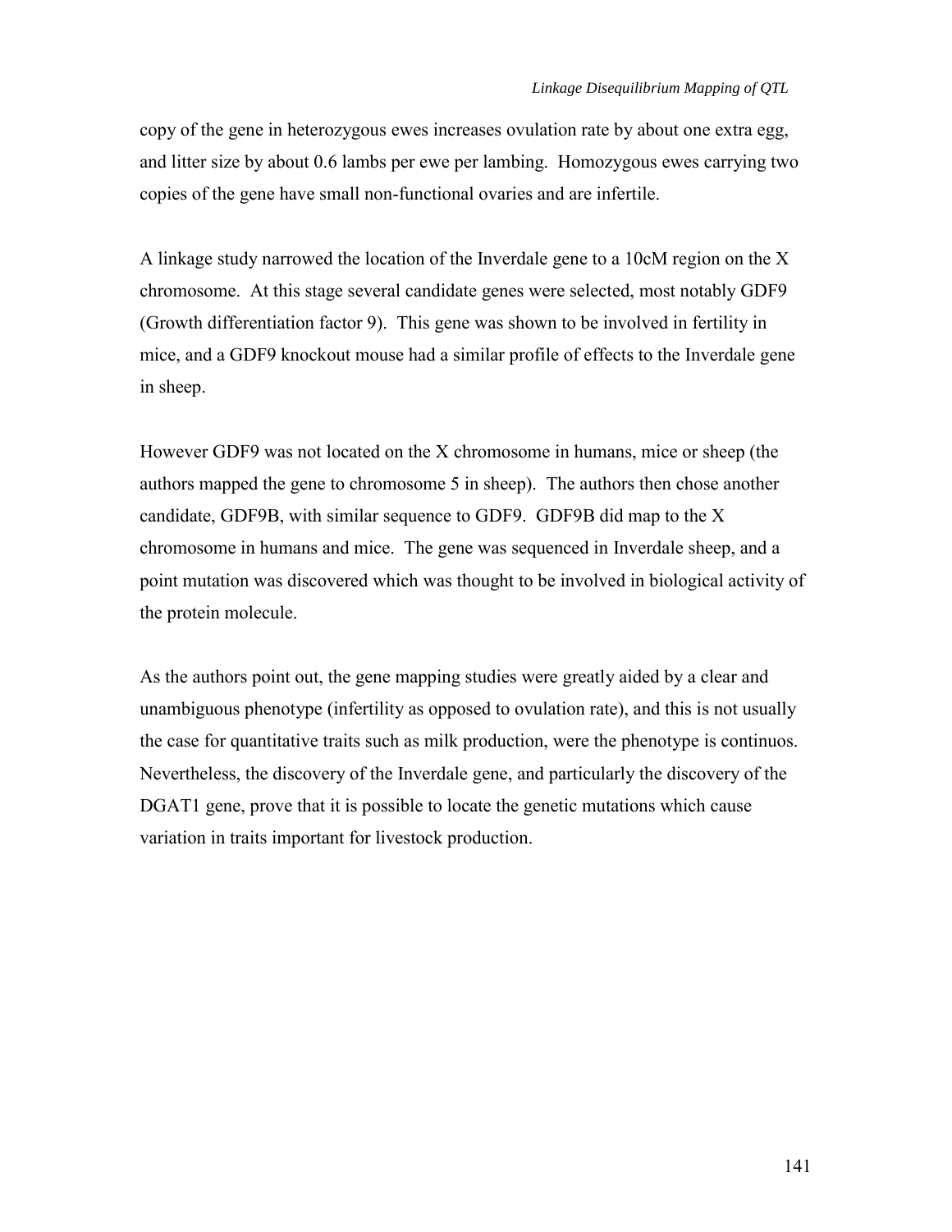copy of the gene in heterozygous ewes increases ovulation rate by about one extra egg, and litter size by about 0.6 lambs per ewe per lambing. Homozygous ewes carrying two copies of the gene have small non-functional ovaries and are infertile.

A linkage study narrowed the location of the Inverdale gene to a 10cM region on the X chromosome. At this stage several candidate genes were selected, most notably GDF9 (Growth differentiation factor 9). This gene was shown to be involved in fertility in mice, and a GDF9 knockout mouse had a similar profile of effects to the Inverdale gene in sheep.

However GDF9 was not located on the X chromosome in humans, mice or sheep (the authors mapped the gene to chromosome 5 in sheep). The authors then chose another candidate, GDF9B, with similar sequence to GDF9. GDF9B did map to the X chromosome in humans and mice. The gene was sequenced in Inverdale sheep, and a point mutation was discovered which was thought to be involved in biological activity of the protein molecule.

As the authors point out, the gene mapping studies were greatly aided by a clear and unambiguous phenotype (infertility as opposed to ovulation rate), and this is not usually the case for quantitative traits such as milk production, were the phenotype is continuos. Nevertheless, the discovery of the Inverdale gene, and particularly the discovery of the DGAT1 gene, prove that it is possible to locate the genetic mutations which cause variation in traits important for livestock production.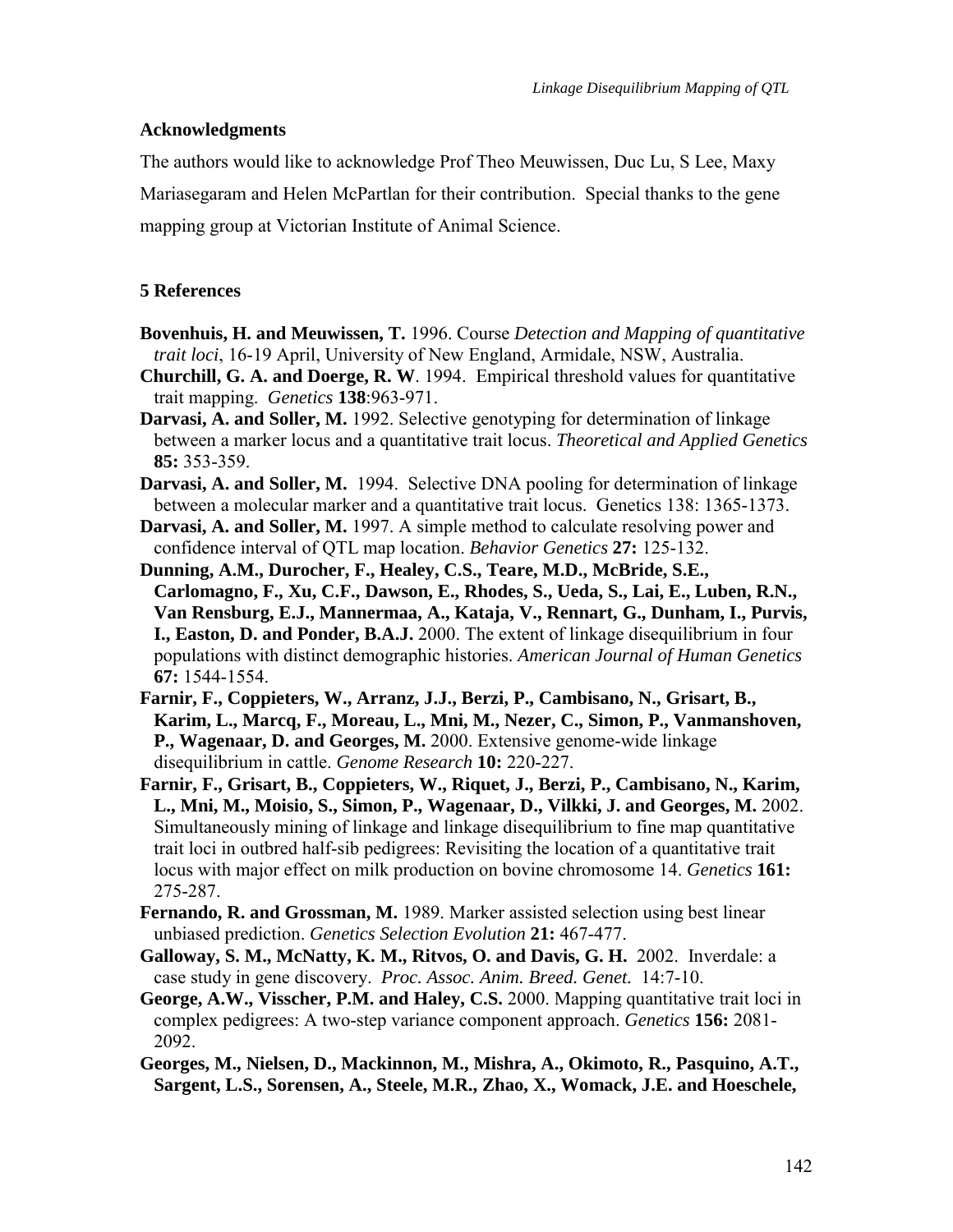### Acknowledgments

The authors would like to acknowledge Prof Theo Meuwissen, Duc Lu, S Lee, Maxy Mariasegaram and Helen McPartlan for their contribution. Special thanks to the gene mapping group at Victorian Institute of Animal Science.

### 5 References

**Bovenhuis, H. and Meuwissen, T.** 1996. Course *Detection and Mapping of quantitative trait loci*, 16-19 April, University of New England, Armidale, NSW, Australia.

**Churchill, G. A. and Doerge, R. W**. 1994. Empirical threshold values for quantitative trait mapping. *Genetics* **138**:963-971.

**Darvasi, A. and Soller, M.** 1992. Selective genotyping for determination of linkage between a marker locus and a quantitative trait locus. *Theoretical and Applied Genetics* **85:** 353-359.

**Darvasi, A. and Soller, M.** 1994. Selective DNA pooling for determination of linkage between a molecular marker and a quantitative trait locus. Genetics 138: 1365-1373.

**Darvasi, A. and Soller, M.** 1997. A simple method to calculate resolving power and confidence interval of QTL map location. *Behavior Genetics* **27:** 125-132.

**Dunning, A.M., Durocher, F., Healey, C.S., Teare, M.D., McBride, S.E., Carlomagno, F., Xu, C.F., Dawson, E., Rhodes, S., Ueda, S., Lai, E., Luben, R.N., Van Rensburg, E.J., Mannermaa, A., Kataja, V., Rennart, G., Dunham, I., Purvis, I., Easton, D. and Ponder, B.A.J.** 2000. The extent of linkage disequilibrium in four populations with distinct demographic histories. *American Journal of Human Genetics* **67:** 1544-1554.

**Farnir, F., Coppieters, W., Arranz, J.J., Berzi, P., Cambisano, N., Grisart, B., Karim, L., Marcq, F., Moreau, L., Mni, M., Nezer, C., Simon, P., Vanmanshoven, P., Wagenaar, D. and Georges, M.** 2000. Extensive genome-wide linkage disequilibrium in cattle. *Genome Research* **10:** 220-227.

**Farnir, F., Grisart, B., Coppieters, W., Riquet, J., Berzi, P., Cambisano, N., Karim, L., Mni, M., Moisio, S., Simon, P., Wagenaar, D., Vilkki, J. and Georges, M.** 2002. Simultaneously mining of linkage and linkage disequilibrium to fine map quantitative trait loci in outbred half-sib pedigrees: Revisiting the location of a quantitative trait locus with major effect on milk production on bovine chromosome 14. *Genetics* **161:** 275-287.

**Fernando, R. and Grossman, M.** 1989. Marker assisted selection using best linear unbiased prediction. *Genetics Selection Evolution* **21:** 467-477.

**Galloway, S. M., McNatty, K. M., Ritvos, O. and Davis, G. H.** 2002. Inverdale: a case study in gene discovery. *Proc. Assoc. Anim. Breed. Genet.* 14:7-10.

**George, A.W., Visscher, P.M. and Haley, C.S.** 2000. Mapping quantitative trait loci in complex pedigrees: A two-step variance component approach. *Genetics* **156:** 2081-2092.

**Georges, M., Nielsen, D., Mackinnon, M., Mishra, A., Okimoto, R., Pasquino, A.T., Sargent, L.S., Sorensen, A., Steele, M.R., Zhao, X., Womack, J.E. and Hoeschele,**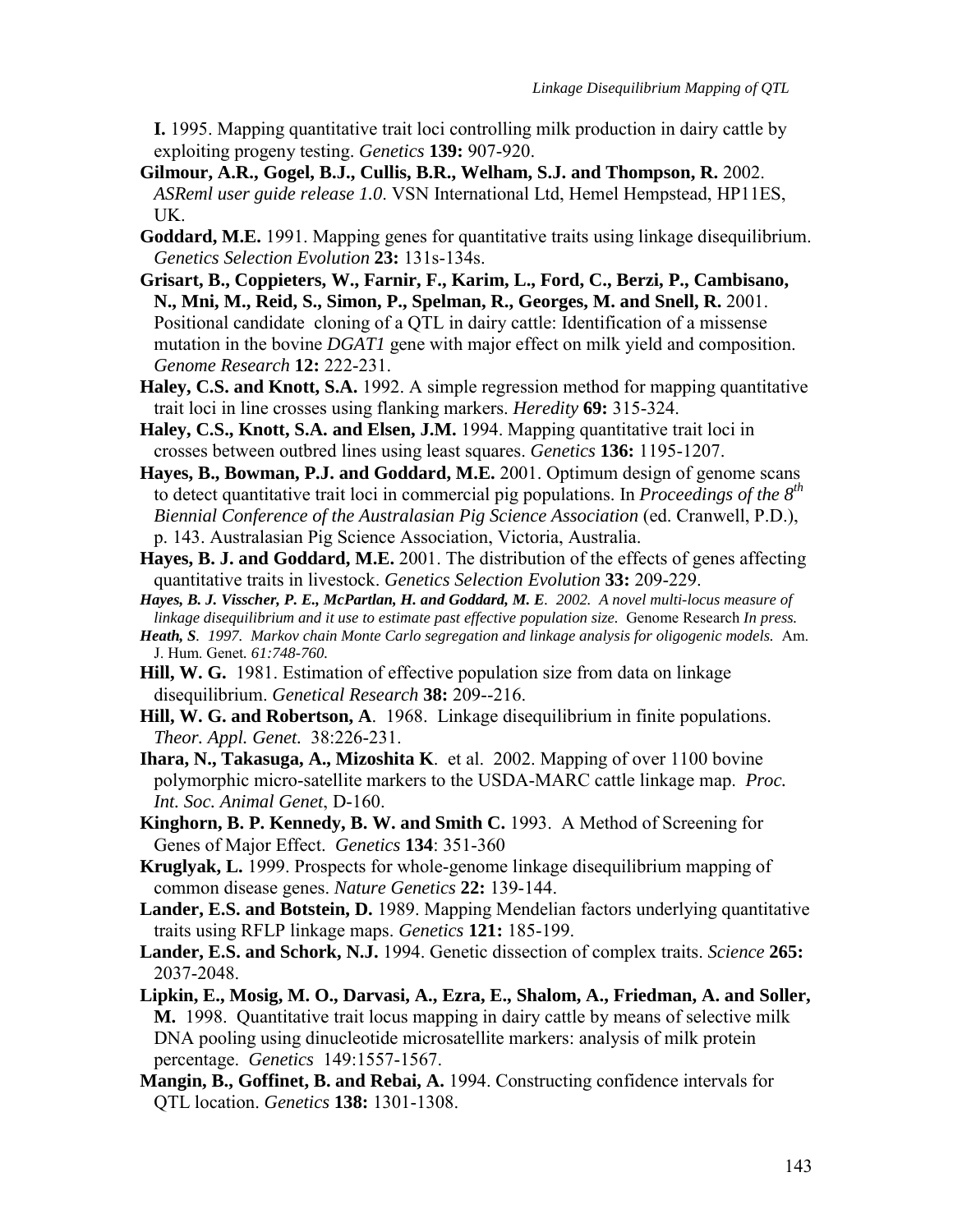**I.** 1995. Mapping quantitative trait loci controlling milk production in dairy cattle by exploiting progeny testing. *Genetics* **139:** 907-920.

**Gilmour, A.R., Gogel, B.J., Cullis, B.R., Welham, S.J. and Thompson, R.** 2002. *ASReml user guide release 1.0*. VSN International Ltd, Hemel Hempstead, HP11ES, UK.

**Goddard, M.E.** 1991. Mapping genes for quantitative traits using linkage disequilibrium. *Genetics Selection Evolution* **23:** 131s-134s.

**Grisart, B., Coppieters, W., Farnir, F., Karim, L., Ford, C., Berzi, P., Cambisano, N., Mni, M., Reid, S., Simon, P., Spelman, R., Georges, M. and Snell, R.** 2001. Positional candidate cloning of a QTL in dairy cattle: Identification of a missense mutation in the bovine *DGAT1* gene with major effect on milk yield and composition. *Genome Research* **12:** 222-231.

**Haley, C.S. and Knott, S.A.** 1992. A simple regression method for mapping quantitative trait loci in line crosses using flanking markers. *Heredity* **69:** 315-324.

**Haley, C.S., Knott, S.A. and Elsen, J.M.** 1994. Mapping quantitative trait loci in crosses between outbred lines using least squares. *Genetics* **136:** 1195-1207.

**Hayes, B., Bowman, P.J. and Goddard, M.E.** 2001. Optimum design of genome scans to detect quantitative trait loci in commercial pig populations. In *Proceedings of the 8th Biennial Conference of the Australasian Pig Science Association* (ed. Cranwell, P.D.), p. 143. Australasian Pig Science Association, Victoria, Australia.

**Hayes, B. J. and Goddard, M.E.** 2001. The distribution of the effects of genes affecting quantitative traits in livestock. *Genetics Selection Evolution* **33:** 209-229.

***Hayes, B. J. Visscher, P. E., McPartlan, H. and Goddard, M. E**. 2002. A novel multi-locus measure of linkage disequilibrium and it use to estimate past effective population size.* Genome Research *In press.*

***Heath, S**. 1997. Markov chain Monte Carlo segregation and linkage analysis for oligogenic models.* Am. J. Hum. Genet. *61:748-760.*

**Hill, W. G.** 1981. Estimation of effective population size from data on linkage disequilibrium. *Genetical Research* **38:** 209--216.

**Hill, W. G. and Robertson, A**. 1968. Linkage disequilibrium in finite populations. *Theor. Appl. Genet.* 38:226-231.

**Ihara, N., Takasuga, A., Mizoshita K**. et al. 2002. Mapping of over 1100 bovine polymorphic micro-satellite markers to the USDA-MARC cattle linkage map. *Proc. Int. Soc. Animal Genet*, D-160.

**Kinghorn, B. P. Kennedy, B. W. and Smith C.** 1993. A Method of Screening for Genes of Major Effect. *Genetics* **134**: 351-360

**Kruglyak, L.** 1999. Prospects for whole-genome linkage disequilibrium mapping of common disease genes. *Nature Genetics* **22:** 139-144.

**Lander, E.S. and Botstein, D.** 1989. Mapping Mendelian factors underlying quantitative traits using RFLP linkage maps. *Genetics* **121:** 185-199.

**Lander, E.S. and Schork, N.J.** 1994. Genetic dissection of complex traits. *Science* **265:** 2037-2048.

**Lipkin, E., Mosig, M. O., Darvasi, A., Ezra, E., Shalom, A., Friedman, A. and Soller, M.** 1998. Quantitative trait locus mapping in dairy cattle by means of selective milk DNA pooling using dinucleotide microsatellite markers: analysis of milk protein percentage. *Genetics* 149:1557-1567.

**Mangin, B., Goffinet, B. and Rebai, A.** 1994. Constructing confidence intervals for QTL location. *Genetics* **138:** 1301-1308.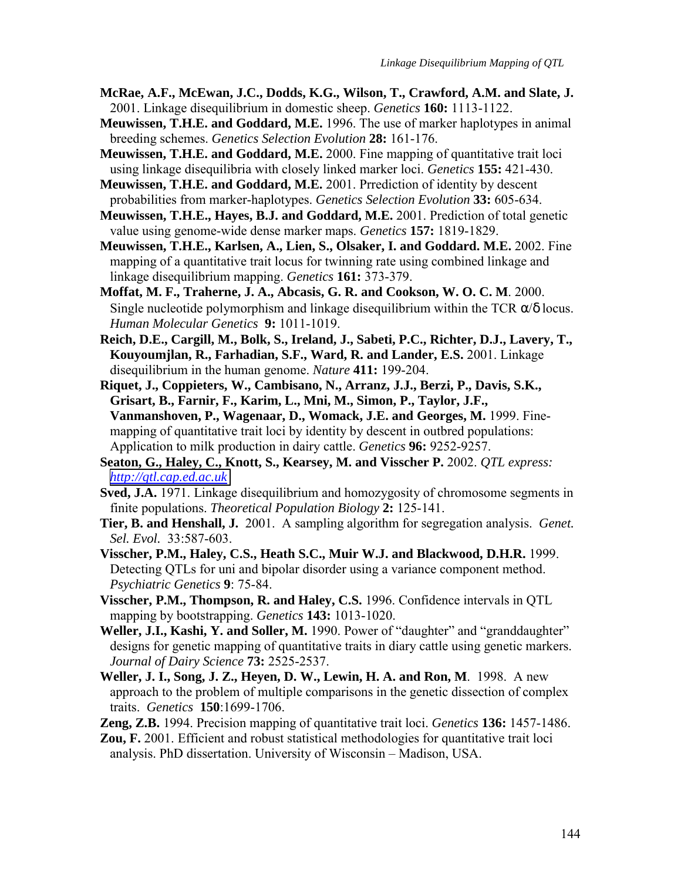**McRae, A.F., McEwan, J.C., Dodds, K.G., Wilson, T., Crawford, A.M. and Slate, J.** 2001. Linkage disequilibrium in domestic sheep. *Genetics* **160:** 1113-1122.

**Meuwissen, T.H.E. and Goddard, M.E.** 1996. The use of marker haplotypes in animal breeding schemes. *Genetics Selection Evolution* **28:** 161-176.

**Meuwissen, T.H.E. and Goddard, M.E.** 2000. Fine mapping of quantitative trait loci using linkage disequilibria with closely linked marker loci. *Genetics* **155:** 421-430.

**Meuwissen, T.H.E. and Goddard, M.E.** 2001. Prrediction of identity by descent probabilities from marker-haplotypes. *Genetics Selection Evolution* **33:** 605-634.

**Meuwissen, T.H.E., Hayes, B.J. and Goddard, M.E.** 2001. Prediction of total genetic value using genome-wide dense marker maps. *Genetics* **157:** 1819-1829.

**Meuwissen, T.H.E., Karlsen, A., Lien, S., Olsaker, I. and Goddard. M.E.** 2002. Fine mapping of a quantitative trait locus for twinning rate using combined linkage and linkage disequilibrium mapping. *Genetics* **161:** 373-379.

**Moffat, M. F., Traherne, J. A., Abcasis, G. R. and Cookson, W. O. C. M**. 2000. Single nucleotide polymorphism and linkage disequilibrium within the TCR $\alpha/\delta$ locus. *Human Molecular Genetics* **9:** 1011-1019.

**Reich, D.E., Cargill, M., Bolk, S., Ireland, J., Sabeti, P.C., Richter, D.J., Lavery, T., Kouyoumjlan, R., Farhadian, S.F., Ward, R. and Lander, E.S.** 2001. Linkage disequilibrium in the human genome. *Nature* **411:** 199-204.

**Riquet, J., Coppieters, W., Cambisano, N., Arranz, J.J., Berzi, P., Davis, S.K., Grisart, B., Farnir, F., Karim, L., Mni, M., Simon, P., Taylor, J.F., Vanmanshoven, P., Wagenaar, D., Womack, J.E. and Georges, M.** 1999. Fine-mapping of quantitative trait loci by identity by descent in outbred populations: Application to milk production in dairy cattle. *Genetics* **96:** 9252-9257.

**Seaton, G., Haley, C., Knott, S., Kearsey, M. and Visscher P.** 2002. *QTL express: http://qtl.cap.ed.ac.uk*

**Sved, J.A.** 1971. Linkage disequilibrium and homozygosity of chromosome segments in finite populations. *Theoretical Population Biology* **2:** 125-141.

**Tier, B. and Henshall, J.** 2001. A sampling algorithm for segregation analysis. *Genet. Sel. Evol.* 33:587-603.

**Visscher, P.M., Haley, C.S., Heath S.C., Muir W.J. and Blackwood, D.H.R.** 1999. Detecting QTLs for uni and bipolar disorder using a variance component method. *Psychiatric Genetics* **9**: 75-84.

**Visscher, P.M., Thompson, R. and Haley, C.S.** 1996. Confidence intervals in QTL mapping by bootstrapping. *Genetics* **143:** 1013-1020.

**Weller, J.I., Kashi, Y. and Soller, M.** 1990. Power of "daughter" and "granddaughter" designs for genetic mapping of quantitative traits in diary cattle using genetic markers. *Journal of Dairy Science* **73:** 2525-2537.

**Weller, J. I., Song, J. Z., Heyen, D. W., Lewin, H. A. and Ron, M**. 1998. A new approach to the problem of multiple comparisons in the genetic dissection of complex traits. *Genetics* **150**:1699-1706.

**Zeng, Z.B.** 1994. Precision mapping of quantitative trait loci. *Genetics* **136:** 1457-1486.

**Zou, F.** 2001. Efficient and robust statistical methodologies for quantitative trait loci analysis. PhD dissertation. University of Wisconsin – Madison, USA.